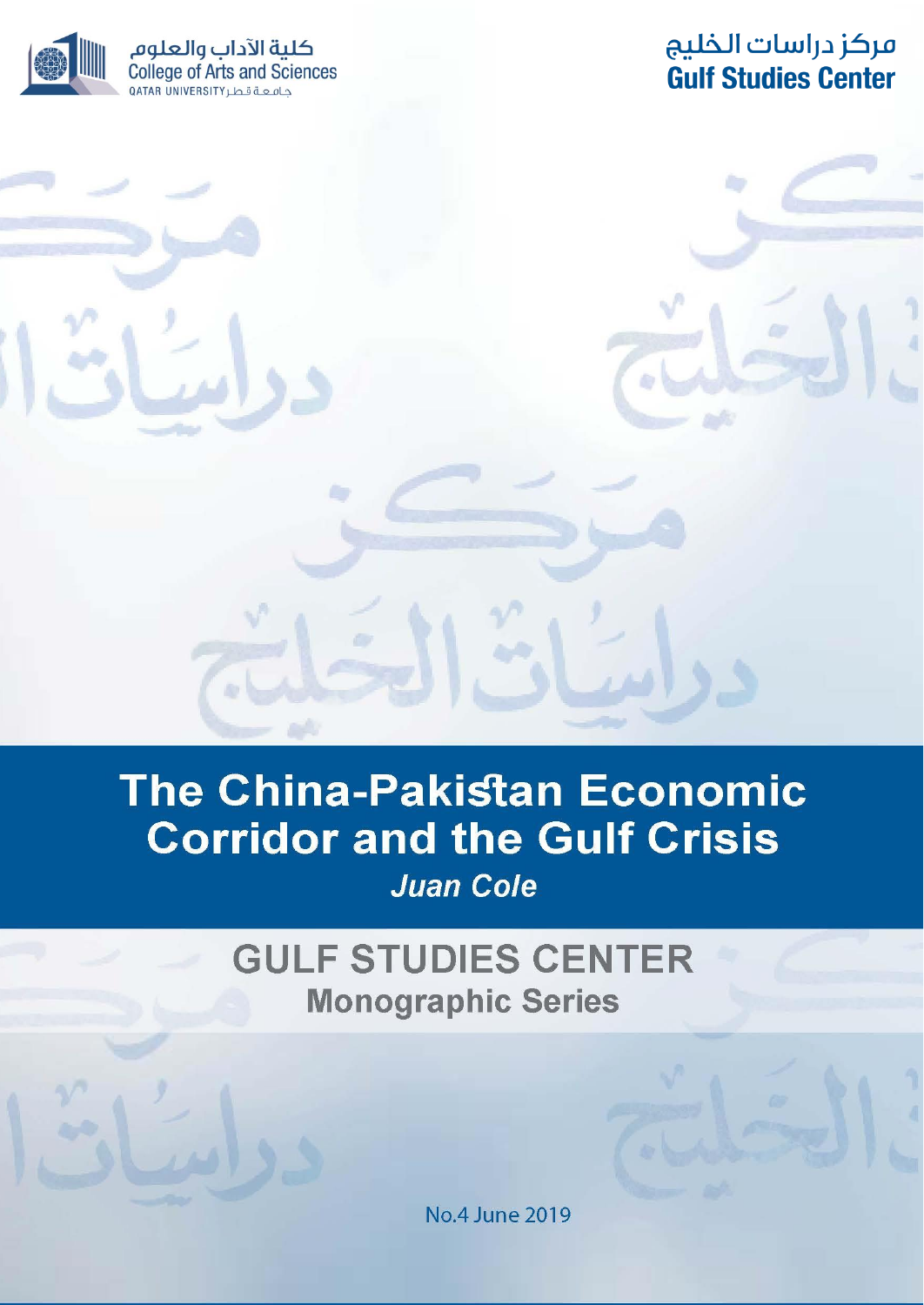كلية الآداب والعلوم
College of Arts and Sciences
QATAR UNIVERSITY جامعة قطر

مركز دراسات الخليج
**Gulf Studies Center**

# The China-Pakistan Economic Corridor and the Gulf Crisis

*Juan Cole*

## GULF STUDIES CENTER
**Monographic Series**

No.4 June 2019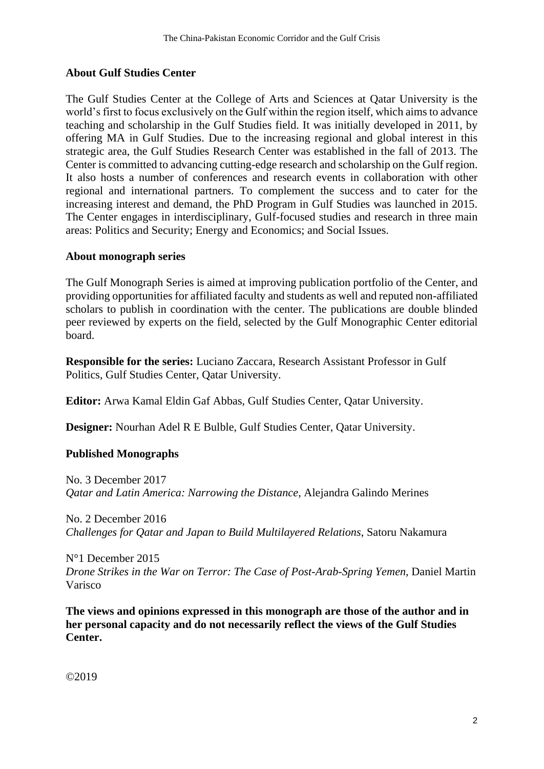## About Gulf Studies Center

The Gulf Studies Center at the College of Arts and Sciences at Qatar University is the world's first to focus exclusively on the Gulf within the region itself, which aims to advance teaching and scholarship in the Gulf Studies field. It was initially developed in 2011, by offering MA in Gulf Studies. Due to the increasing regional and global interest in this strategic area, the Gulf Studies Research Center was established in the fall of 2013. The Center is committed to advancing cutting-edge research and scholarship on the Gulf region. It also hosts a number of conferences and research events in collaboration with other regional and international partners. To complement the success and to cater for the increasing interest and demand, the PhD Program in Gulf Studies was launched in 2015. The Center engages in interdisciplinary, Gulf-focused studies and research in three main areas: Politics and Security; Energy and Economics; and Social Issues.

## About monograph series

The Gulf Monograph Series is aimed at improving publication portfolio of the Center, and providing opportunities for affiliated faculty and students as well and reputed non-affiliated scholars to publish in coordination with the center. The publications are double blinded peer reviewed by experts on the field, selected by the Gulf Monographic Center editorial board.

**Responsible for the series:** Luciano Zaccara, Research Assistant Professor in Gulf Politics, Gulf Studies Center, Qatar University.

**Editor:** Arwa Kamal Eldin Gaf Abbas, Gulf Studies Center, Qatar University.

**Designer:** Nourhan Adel R E Bulble, Gulf Studies Center, Qatar University.

## Published Monographs

No. 3 December 2017
*Qatar and Latin America: Narrowing the Distance*, Alejandra Galindo Merines

No. 2 December 2016
*Challenges for Qatar and Japan to Build Multilayered Relations*, Satoru Nakamura

N°1 December 2015
*Drone Strikes in the War on Terror: The Case of Post-Arab-Spring Yemen*, Daniel Martin Varisco

**The views and opinions expressed in this monograph are those of the author and in her personal capacity and do not necessarily reflect the views of the Gulf Studies Center.**

©2019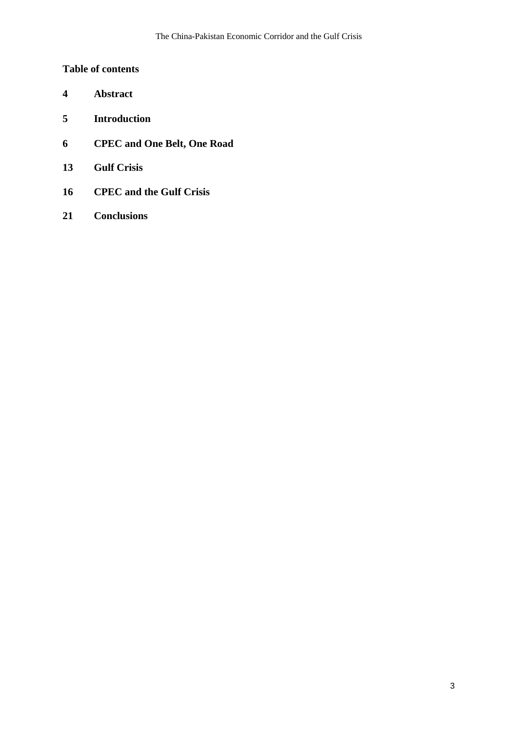## Table of contents

| | |
|---|---|
| **4** | **Abstract** |
| **5** | **Introduction** |
| **6** | **CPEC and One Belt, One Road** |
| **13** | **Gulf Crisis** |
| **16** | **CPEC and the Gulf Crisis** |
| **21** | **Conclusions** |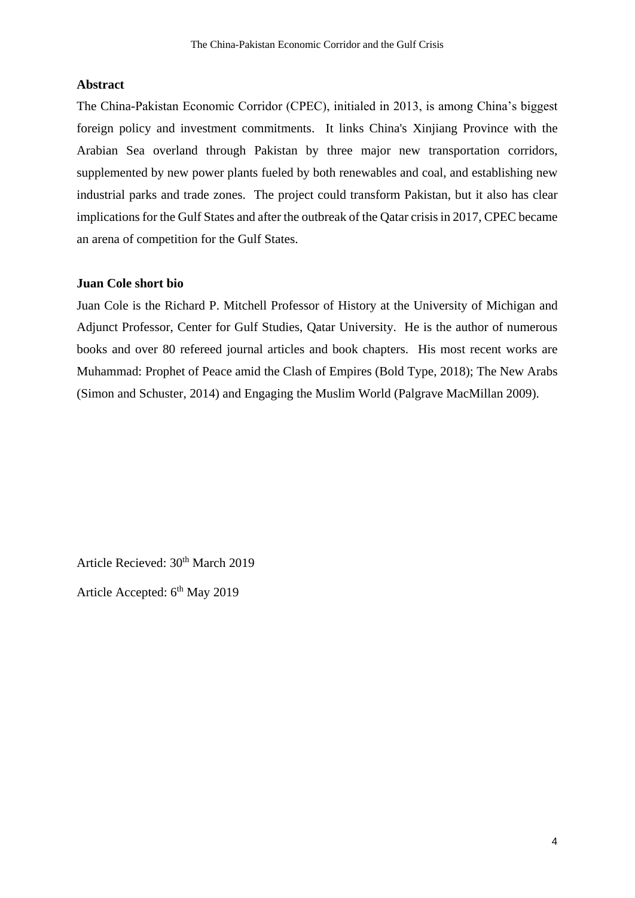**Abstract**

The China-Pakistan Economic Corridor (CPEC), initialed in 2013, is among China’s biggest foreign policy and investment commitments. It links China's Xinjiang Province with the Arabian Sea overland through Pakistan by three major new transportation corridors, supplemented by new power plants fueled by both renewables and coal, and establishing new industrial parks and trade zones. The project could transform Pakistan, but it also has clear implications for the Gulf States and after the outbreak of the Qatar crisis in 2017, CPEC became an arena of competition for the Gulf States.

**Juan Cole short bio**

Juan Cole is the Richard P. Mitchell Professor of History at the University of Michigan and Adjunct Professor, Center for Gulf Studies, Qatar University. He is the author of numerous books and over 80 refereed journal articles and book chapters. His most recent works are Muhammad: Prophet of Peace amid the Clash of Empires (Bold Type, 2018); The New Arabs (Simon and Schuster, 2014) and Engaging the Muslim World (Palgrave MacMillan 2009).

Article Recieved: 30th March 2019

Article Accepted: 6th May 2019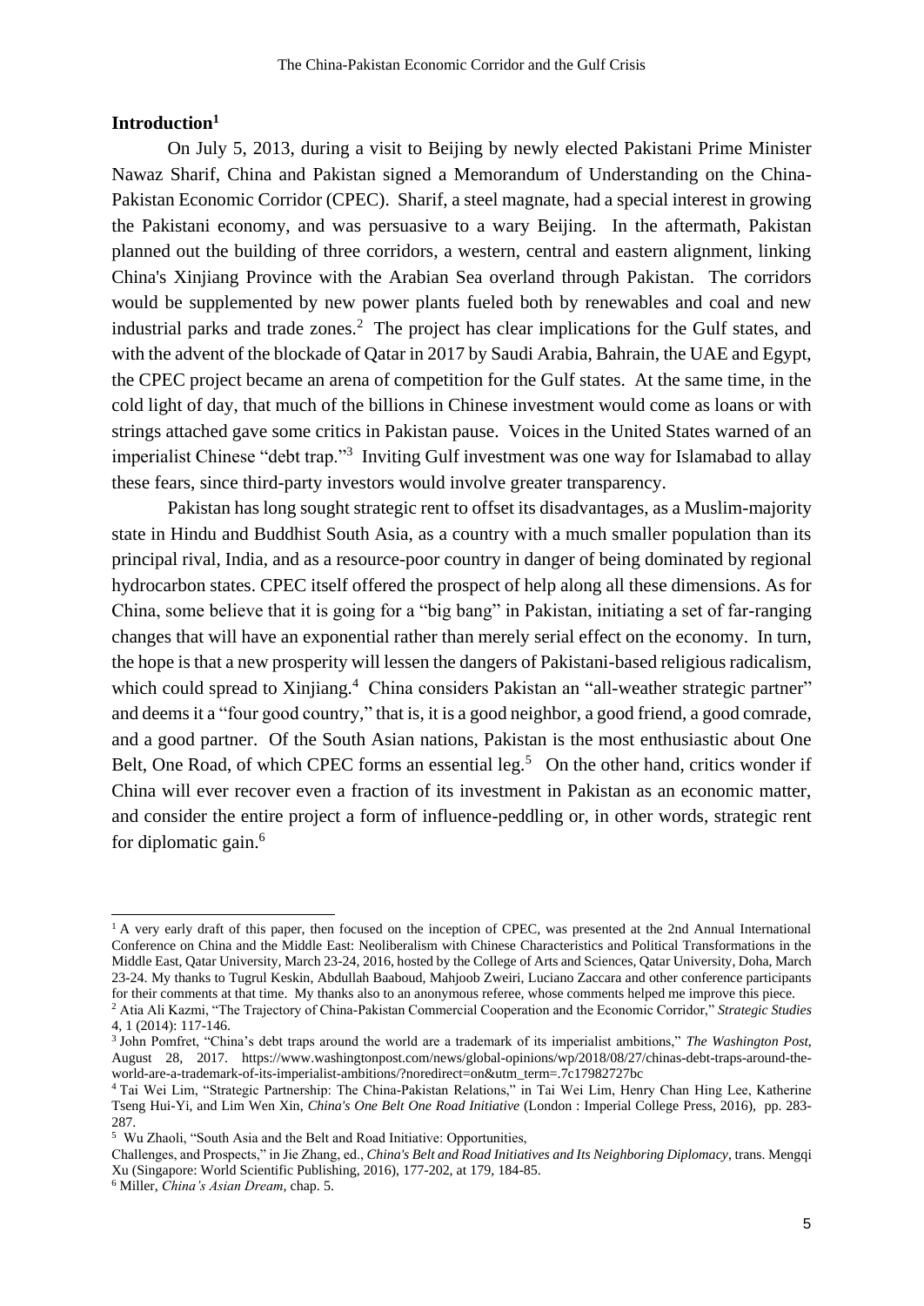## Introduction[1]

On July 5, 2013, during a visit to Beijing by newly elected Pakistani Prime Minister Nawaz Sharif, China and Pakistan signed a Memorandum of Understanding on the China-Pakistan Economic Corridor (CPEC). Sharif, a steel magnate, had a special interest in growing the Pakistani economy, and was persuasive to a wary Beijing. In the aftermath, Pakistan planned out the building of three corridors, a western, central and eastern alignment, linking China's Xinjiang Province with the Arabian Sea overland through Pakistan. The corridors would be supplemented by new power plants fueled both by renewables and coal and new industrial parks and trade zones.[2] The project has clear implications for the Gulf states, and with the advent of the blockade of Qatar in 2017 by Saudi Arabia, Bahrain, the UAE and Egypt, the CPEC project became an arena of competition for the Gulf states. At the same time, in the cold light of day, that much of the billions in Chinese investment would come as loans or with strings attached gave some critics in Pakistan pause. Voices in the United States warned of an imperialist Chinese "debt trap."[3] Inviting Gulf investment was one way for Islamabad to allay these fears, since third-party investors would involve greater transparency.

Pakistan has long sought strategic rent to offset its disadvantages, as a Muslim-majority state in Hindu and Buddhist South Asia, as a country with a much smaller population than its principal rival, India, and as a resource-poor country in danger of being dominated by regional hydrocarbon states. CPEC itself offered the prospect of help along all these dimensions. As for China, some believe that it is going for a "big bang" in Pakistan, initiating a set of far-ranging changes that will have an exponential rather than merely serial effect on the economy. In turn, the hope is that a new prosperity will lessen the dangers of Pakistani-based religious radicalism, which could spread to Xinjiang.[4] China considers Pakistan an "all-weather strategic partner" and deems it a "four good country," that is, it is a good neighbor, a good friend, a good comrade, and a good partner. Of the South Asian nations, Pakistan is the most enthusiastic about One Belt, One Road, of which CPEC forms an essential leg.[5] On the other hand, critics wonder if China will ever recover even a fraction of its investment in Pakistan as an economic matter, and consider the entire project a form of influence-peddling or, in other words, strategic rent for diplomatic gain.[6]

---

[1] A very early draft of this paper, then focused on the inception of CPEC, was presented at the 2nd Annual International Conference on China and the Middle East: Neoliberalism with Chinese Characteristics and Political Transformations in the Middle East, Qatar University, March 23-24, 2016, hosted by the College of Arts and Sciences, Qatar University, Doha, March 23-24. My thanks to Tugrul Keskin, Abdullah Baaboud, Mahjoob Zweiri, Luciano Zaccara and other conference participants for their comments at that time. My thanks also to an anonymous referee, whose comments helped me improve this piece.

[2] Atia Ali Kazmi, "The Trajectory of China-Pakistan Commercial Cooperation and the Economic Corridor," *Strategic Studies* 4, 1 (2014): 117-146.

[3] John Pomfret, "China's debt traps around the world are a trademark of its imperialist ambitions," *The Washington Post*, August 28, 2017. https://www.washingtonpost.com/news/global-opinions/wp/2018/08/27/chinas-debt-traps-around-the-world-are-a-trademark-of-its-imperialist-ambitions/?noredirect=on&utm_term=.7c17982727bc

[4] Tai Wei Lim, "Strategic Partnership: The China-Pakistan Relations," in Tai Wei Lim, Henry Chan Hing Lee, Katherine Tseng Hui-Yi, and Lim Wen Xin, *China's One Belt One Road Initiative* (London : Imperial College Press, 2016), pp. 283-287.

[5] Wu Zhaoli, "South Asia and the Belt and Road Initiative: Opportunities, Challenges, and Prospects," in Jie Zhang, ed., *China's Belt and Road Initiatives and Its Neighboring Diplomacy*, trans. Mengqi Xu (Singapore: World Scientific Publishing, 2016), 177-202, at 179, 184-85.

[6] Miller, *China's Asian Dream*, chap. 5.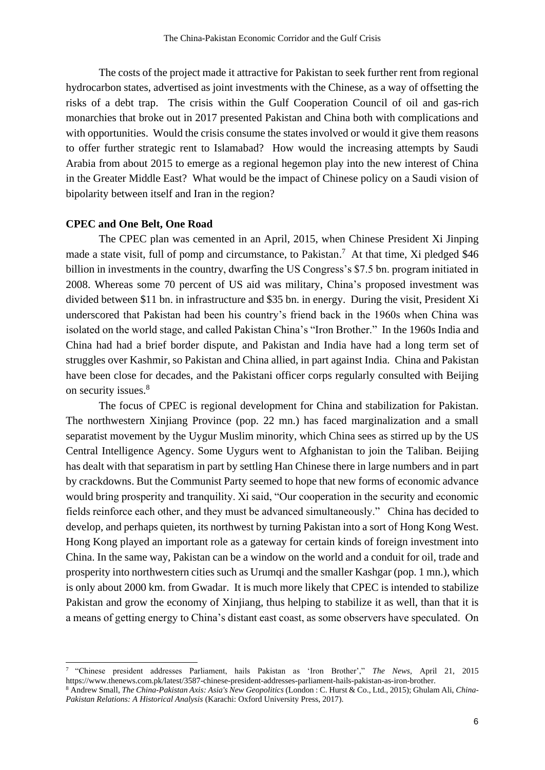The costs of the project made it attractive for Pakistan to seek further rent from regional hydrocarbon states, advertised as joint investments with the Chinese, as a way of offsetting the risks of a debt trap. The crisis within the Gulf Cooperation Council of oil and gas-rich monarchies that broke out in 2017 presented Pakistan and China both with complications and with opportunities. Would the crisis consume the states involved or would it give them reasons to offer further strategic rent to Islamabad? How would the increasing attempts by Saudi Arabia from about 2015 to emerge as a regional hegemon play into the new interest of China in the Greater Middle East? What would be the impact of Chinese policy on a Saudi vision of bipolarity between itself and Iran in the region?

**CPEC and One Belt, One Road**

The CPEC plan was cemented in an April, 2015, when Chinese President Xi Jinping made a state visit, full of pomp and circumstance, to Pakistan.[7] At that time, Xi pledged $46 billion in investments in the country, dwarfing the US Congress's $7.5 bn. program initiated in 2008. Whereas some 70 percent of US aid was military, China's proposed investment was divided between $11 bn. in infrastructure and $35 bn. in energy. During the visit, President Xi underscored that Pakistan had been his country's friend back in the 1960s when China was isolated on the world stage, and called Pakistan China's "Iron Brother." In the 1960s India and China had had a brief border dispute, and Pakistan and India have had a long term set of struggles over Kashmir, so Pakistan and China allied, in part against India. China and Pakistan have been close for decades, and the Pakistani officer corps regularly consulted with Beijing on security issues.[8]

The focus of CPEC is regional development for China and stabilization for Pakistan. The northwestern Xinjiang Province (pop. 22 mn.) has faced marginalization and a small separatist movement by the Uygur Muslim minority, which China sees as stirred up by the US Central Intelligence Agency. Some Uygurs went to Afghanistan to join the Taliban. Beijing has dealt with that separatism in part by settling Han Chinese there in large numbers and in part by crackdowns. But the Communist Party seemed to hope that new forms of economic advance would bring prosperity and tranquility. Xi said, "Our cooperation in the security and economic fields reinforce each other, and they must be advanced simultaneously." China has decided to develop, and perhaps quieten, its northwest by turning Pakistan into a sort of Hong Kong West. Hong Kong played an important role as a gateway for certain kinds of foreign investment into China. In the same way, Pakistan can be a window on the world and a conduit for oil, trade and prosperity into northwestern cities such as Urumqi and the smaller Kashgar (pop. 1 mn.), which is only about 2000 km. from Gwadar. It is much more likely that CPEC is intended to stabilize Pakistan and grow the economy of Xinjiang, thus helping to stabilize it as well, than that it is a means of getting energy to China's distant east coast, as some observers have speculated. On

---

[7] "Chinese president addresses Parliament, hails Pakistan as 'Iron Brother'," *The News*, April 21, 2015 https://www.thenews.com.pk/latest/3587-chinese-president-addresses-parliament-hails-pakistan-as-iron-brother.

[8] Andrew Small, *The China-Pakistan Axis: Asia's New Geopolitics* (London : C. Hurst & Co., Ltd., 2015); Ghulam Ali, *China-Pakistan Relations: A Historical Analysis* (Karachi: Oxford University Press, 2017).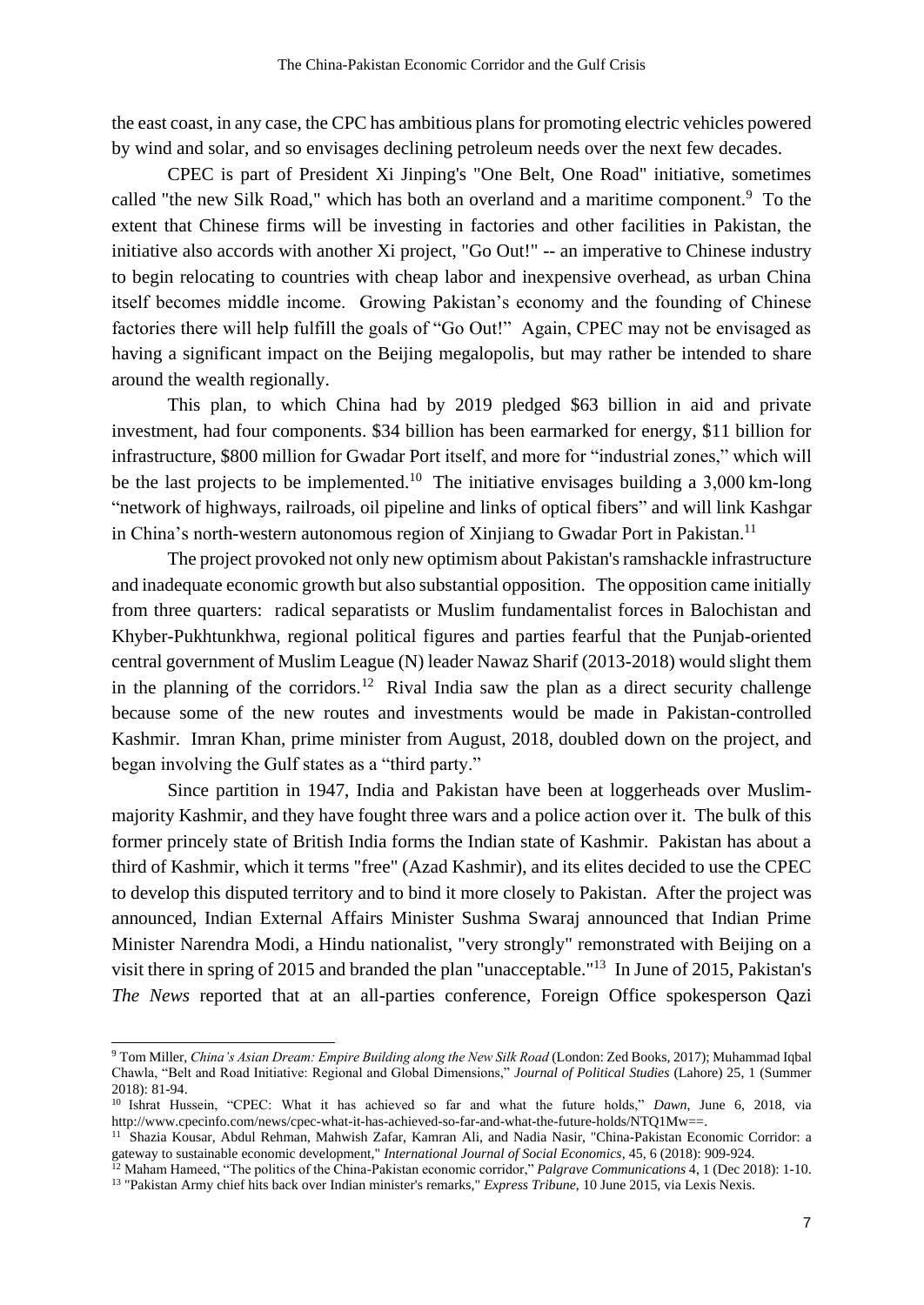the east coast, in any case, the CPC has ambitious plans for promoting electric vehicles powered by wind and solar, and so envisages declining petroleum needs over the next few decades.

CPEC is part of President Xi Jinping's "One Belt, One Road" initiative, sometimes called "the new Silk Road," which has both an overland and a maritime component.[9] To the extent that Chinese firms will be investing in factories and other facilities in Pakistan, the initiative also accords with another Xi project, "Go Out!" -- an imperative to Chinese industry to begin relocating to countries with cheap labor and inexpensive overhead, as urban China itself becomes middle income. Growing Pakistan's economy and the founding of Chinese factories there will help fulfill the goals of "Go Out!" Again, CPEC may not be envisaged as having a significant impact on the Beijing megalopolis, but may rather be intended to share around the wealth regionally.

This plan, to which China had by 2019 pledged $63 billion in aid and private investment, had four components. $34 billion has been earmarked for energy, $11 billion for infrastructure, $800 million for Gwadar Port itself, and more for "industrial zones," which will be the last projects to be implemented.[10] The initiative envisages building a 3,000 km-long "network of highways, railroads, oil pipeline and links of optical fibers" and will link Kashgar in China's north-western autonomous region of Xinjiang to Gwadar Port in Pakistan.[11]

The project provoked not only new optimism about Pakistan's ramshackle infrastructure and inadequate economic growth but also substantial opposition. The opposition came initially from three quarters: radical separatists or Muslim fundamentalist forces in Balochistan and Khyber-Pukhtunkhwa, regional political figures and parties fearful that the Punjab-oriented central government of Muslim League (N) leader Nawaz Sharif (2013-2018) would slight them in the planning of the corridors.[12] Rival India saw the plan as a direct security challenge because some of the new routes and investments would be made in Pakistan-controlled Kashmir. Imran Khan, prime minister from August, 2018, doubled down on the project, and began involving the Gulf states as a "third party."

Since partition in 1947, India and Pakistan have been at loggerheads over Muslim-majority Kashmir, and they have fought three wars and a police action over it. The bulk of this former princely state of British India forms the Indian state of Kashmir. Pakistan has about a third of Kashmir, which it terms "free" (Azad Kashmir), and its elites decided to use the CPEC to develop this disputed territory and to bind it more closely to Pakistan. After the project was announced, Indian External Affairs Minister Sushma Swaraj announced that Indian Prime Minister Narendra Modi, a Hindu nationalist, "very strongly" remonstrated with Beijing on a visit there in spring of 2015 and branded the plan "unacceptable."[13] In June of 2015, Pakistan's *The News* reported that at an all-parties conference, Foreign Office spokesperson Qazi

---

[9] Tom Miller, *China's Asian Dream: Empire Building along the New Silk Road* (London: Zed Books, 2017); Muhammad Iqbal Chawla, "Belt and Road Initiative: Regional and Global Dimensions," *Journal of Political Studies* (Lahore) 25, 1 (Summer 2018): 81-94.

[10] Ishrat Hussein, "CPEC: What it has achieved so far and what the future holds," *Dawn*, June 6, 2018, via http://www.cpecinfo.com/news/cpec-what-it-has-achieved-so-far-and-what-the-future-holds/NTQ1Mw==.

[11] Shazia Kousar, Abdul Rehman, Mahwish Zafar, Kamran Ali, and Nadia Nasir, "China-Pakistan Economic Corridor: a gateway to sustainable economic development," *International Journal of Social Economics*, 45, 6 (2018): 909-924.

[12] Maham Hameed, "The politics of the China-Pakistan economic corridor," *Palgrave Communications* 4, 1 (Dec 2018): 1-10.

[13] "Pakistan Army chief hits back over Indian minister's remarks," *Express Tribune*, 10 June 2015, via Lexis Nexis.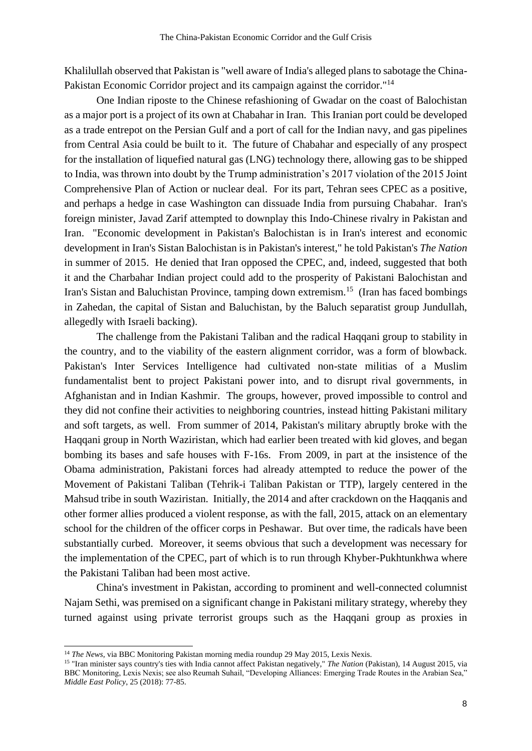Khalilullah observed that Pakistan is "well aware of India's alleged plans to sabotage the China-Pakistan Economic Corridor project and its campaign against the corridor."[14]

One Indian riposte to the Chinese refashioning of Gwadar on the coast of Balochistan as a major port is a project of its own at Chabahar in Iran. This Iranian port could be developed as a trade entrepot on the Persian Gulf and a port of call for the Indian navy, and gas pipelines from Central Asia could be built to it. The future of Chabahar and especially of any prospect for the installation of liquefied natural gas (LNG) technology there, allowing gas to be shipped to India, was thrown into doubt by the Trump administration's 2017 violation of the 2015 Joint Comprehensive Plan of Action or nuclear deal. For its part, Tehran sees CPEC as a positive, and perhaps a hedge in case Washington can dissuade India from pursuing Chabahar. Iran's foreign minister, Javad Zarif attempted to downplay this Indo-Chinese rivalry in Pakistan and Iran. "Economic development in Pakistan's Balochistan is in Iran's interest and economic development in Iran's Sistan Balochistan is in Pakistan's interest," he told Pakistan's *The Nation* in summer of 2015. He denied that Iran opposed the CPEC, and, indeed, suggested that both it and the Charbahar Indian project could add to the prosperity of Pakistani Balochistan and Iran's Sistan and Baluchistan Province, tamping down extremism.[15] (Iran has faced bombings in Zahedan, the capital of Sistan and Baluchistan, by the Baluch separatist group Jundullah, allegedly with Israeli backing).

The challenge from the Pakistani Taliban and the radical Haqqani group to stability in the country, and to the viability of the eastern alignment corridor, was a form of blowback. Pakistan's Inter Services Intelligence had cultivated non-state militias of a Muslim fundamentalist bent to project Pakistani power into, and to disrupt rival governments, in Afghanistan and in Indian Kashmir. The groups, however, proved impossible to control and they did not confine their activities to neighboring countries, instead hitting Pakistani military and soft targets, as well. From summer of 2014, Pakistan's military abruptly broke with the Haqqani group in North Waziristan, which had earlier been treated with kid gloves, and began bombing its bases and safe houses with F-16s. From 2009, in part at the insistence of the Obama administration, Pakistani forces had already attempted to reduce the power of the Movement of Pakistani Taliban (Tehrik-i Taliban Pakistan or TTP), largely centered in the Mahsud tribe in south Waziristan. Initially, the 2014 and after crackdown on the Haqqanis and other former allies produced a violent response, as with the fall, 2015, attack on an elementary school for the children of the officer corps in Peshawar. But over time, the radicals have been substantially curbed. Moreover, it seems obvious that such a development was necessary for the implementation of the CPEC, part of which is to run through Khyber-Pukhtunkhwa where the Pakistani Taliban had been most active.

China's investment in Pakistan, according to prominent and well-connected columnist Najam Sethi, was premised on a significant change in Pakistani military strategy, whereby they turned against using private terrorist groups such as the Haqqani group as proxies in

---

[14] *The News*, via BBC Monitoring Pakistan morning media roundup 29 May 2015, Lexis Nexis.

[15] "Iran minister says country's ties with India cannot affect Pakistan negatively," *The Nation* (Pakistan), 14 August 2015, via BBC Monitoring, Lexis Nexis; see also Reumah Suhail, "Developing Alliances: Emerging Trade Routes in the Arabian Sea," *Middle East Policy*, 25 (2018): 77-85.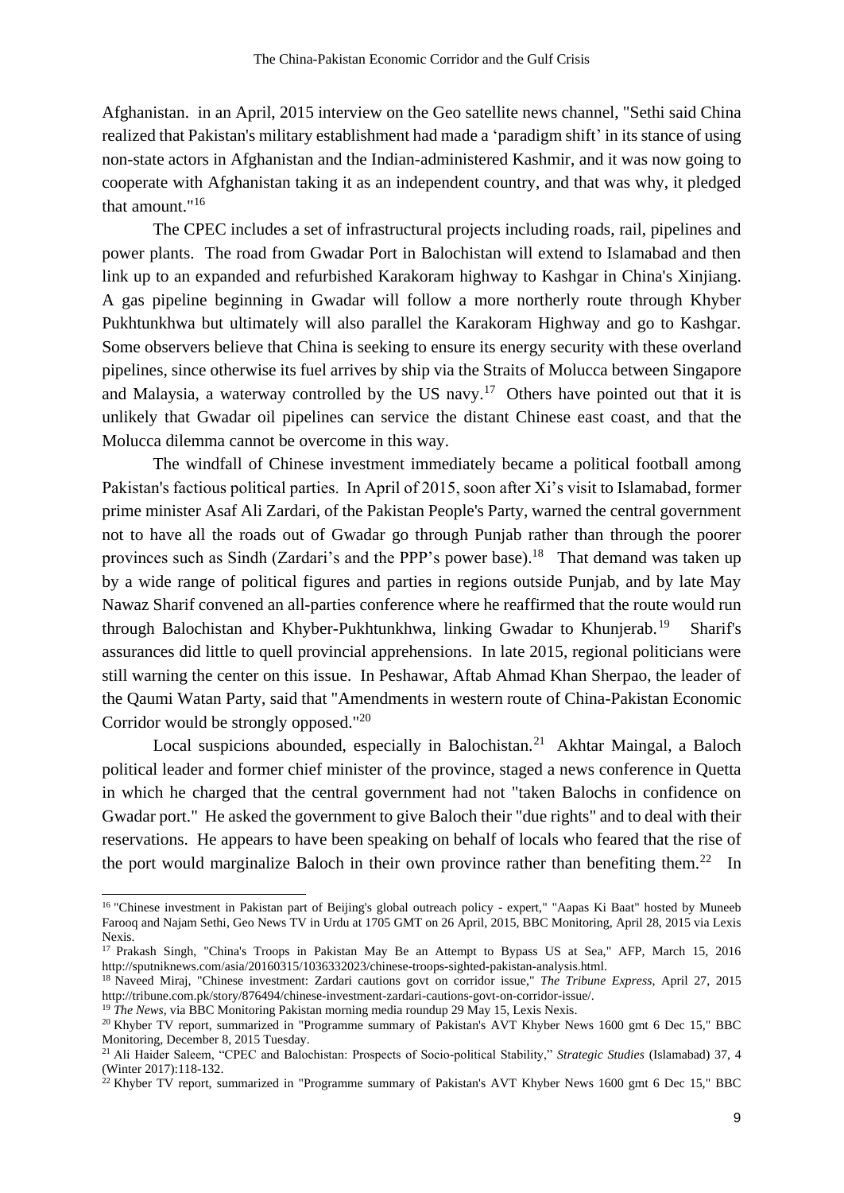Afghanistan.  in an April, 2015 interview on the Geo satellite news channel, "Sethi said China realized that Pakistan's military establishment had made a 'paradigm shift' in its stance of using non-state actors in Afghanistan and the Indian-administered Kashmir, and it was now going to cooperate with Afghanistan taking it as an independent country, and that was why, it pledged that amount."[16]

The CPEC includes a set of infrastructural projects including roads, rail, pipelines and power plants. The road from Gwadar Port in Balochistan will extend to Islamabad and then link up to an expanded and refurbished Karakoram highway to Kashgar in China's Xinjiang. A gas pipeline beginning in Gwadar will follow a more northerly route through Khyber Pukhtunkhwa but ultimately will also parallel the Karakoram Highway and go to Kashgar. Some observers believe that China is seeking to ensure its energy security with these overland pipelines, since otherwise its fuel arrives by ship via the Straits of Molucca between Singapore and Malaysia, a waterway controlled by the US navy.[17] Others have pointed out that it is unlikely that Gwadar oil pipelines can service the distant Chinese east coast, and that the Molucca dilemma cannot be overcome in this way.

The windfall of Chinese investment immediately became a political football among Pakistan's factious political parties. In April of 2015, soon after Xi's visit to Islamabad, former prime minister Asaf Ali Zardari, of the Pakistan People's Party, warned the central government not to have all the roads out of Gwadar go through Punjab rather than through the poorer provinces such as Sindh (Zardari's and the PPP's power base).[18] That demand was taken up by a wide range of political figures and parties in regions outside Punjab, and by late May Nawaz Sharif convened an all-parties conference where he reaffirmed that the route would run through Balochistan and Khyber-Pukhtunkhwa, linking Gwadar to Khunjerab.[19] Sharif's assurances did little to quell provincial apprehensions. In late 2015, regional politicians were still warning the center on this issue. In Peshawar, Aftab Ahmad Khan Sherpao, the leader of the Qaumi Watan Party, said that "Amendments in western route of China-Pakistan Economic Corridor would be strongly opposed."[20]

Local suspicions abounded, especially in Balochistan.[21] Akhtar Maingal, a Baloch political leader and former chief minister of the province, staged a news conference in Quetta in which he charged that the central government had not "taken Balochs in confidence on Gwadar port." He asked the government to give Baloch their "due rights" and to deal with their reservations. He appears to have been speaking on behalf of locals who feared that the rise of the port would marginalize Baloch in their own province rather than benefiting them.[22] In

---

[16] "Chinese investment in Pakistan part of Beijing's global outreach policy - expert," "Aapas Ki Baat" hosted by Muneeb Farooq and Najam Sethi, Geo News TV in Urdu at 1705 GMT on 26 April, 2015, BBC Monitoring, April 28, 2015 via Lexis Nexis.

[17] Prakash Singh, "China's Troops in Pakistan May Be an Attempt to Bypass US at Sea," AFP, March 15, 2016 http://sputniknews.com/asia/20160315/1036332023/chinese-troops-sighted-pakistan-analysis.html.

[18] Naveed Miraj, "Chinese investment: Zardari cautions govt on corridor issue," *The Tribune Express*, April 27, 2015 http://tribune.com.pk/story/876494/chinese-investment-zardari-cautions-govt-on-corridor-issue/.

[19] *The News*, via BBC Monitoring Pakistan morning media roundup 29 May 15, Lexis Nexis.

[20] Khyber TV report, summarized in "Programme summary of Pakistan's AVT Khyber News 1600 gmt 6 Dec 15," BBC Monitoring, December 8, 2015 Tuesday.

[21] Ali Haider Saleem, "CPEC and Balochistan: Prospects of Socio-political Stability," *Strategic Studies* (Islamabad) 37, 4 (Winter 2017):118-132.

[22] Khyber TV report, summarized in "Programme summary of Pakistan's AVT Khyber News 1600 gmt 6 Dec 15," BBC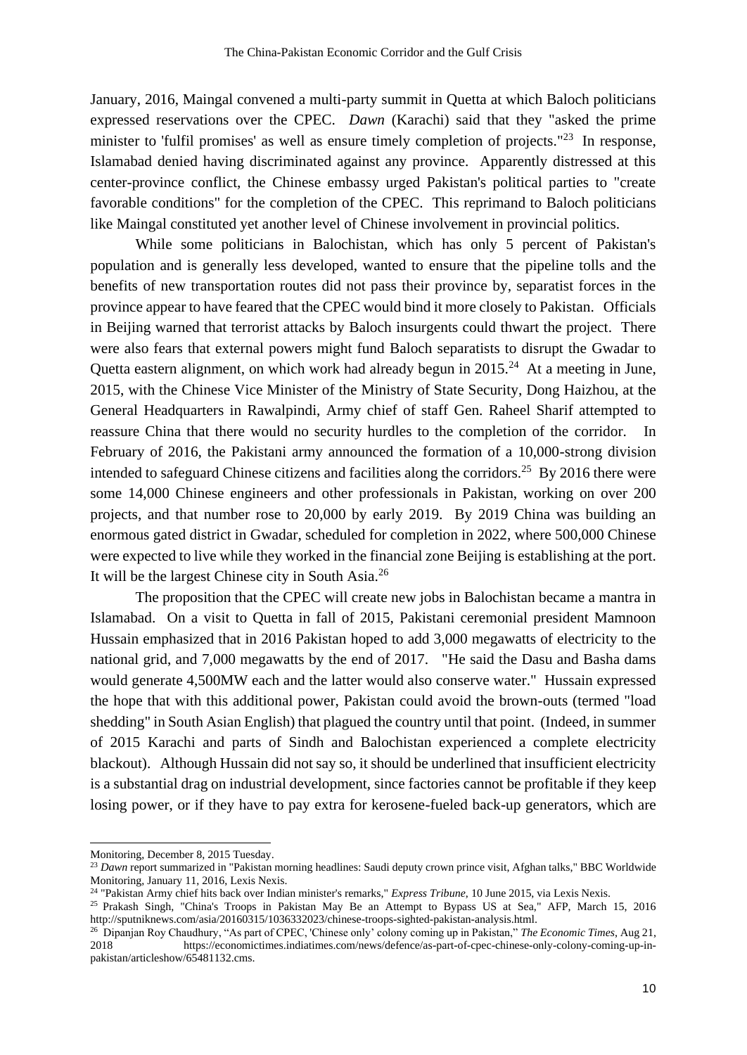January, 2016, Maingal convened a multi-party summit in Quetta at which Baloch politicians expressed reservations over the CPEC. *Dawn* (Karachi) said that they "asked the prime minister to 'fulfil promises' as well as ensure timely completion of projects."[23] In response, Islamabad denied having discriminated against any province. Apparently distressed at this center-province conflict, the Chinese embassy urged Pakistan's political parties to "create favorable conditions" for the completion of the CPEC. This reprimand to Baloch politicians like Maingal constituted yet another level of Chinese involvement in provincial politics.

While some politicians in Balochistan, which has only 5 percent of Pakistan's population and is generally less developed, wanted to ensure that the pipeline tolls and the benefits of new transportation routes did not pass their province by, separatist forces in the province appear to have feared that the CPEC would bind it more closely to Pakistan. Officials in Beijing warned that terrorist attacks by Baloch insurgents could thwart the project. There were also fears that external powers might fund Baloch separatists to disrupt the Gwadar to Quetta eastern alignment, on which work had already begun in 2015.[24] At a meeting in June, 2015, with the Chinese Vice Minister of the Ministry of State Security, Dong Haizhou, at the General Headquarters in Rawalpindi, Army chief of staff Gen. Raheel Sharif attempted to reassure China that there would no security hurdles to the completion of the corridor. In February of 2016, the Pakistani army announced the formation of a 10,000-strong division intended to safeguard Chinese citizens and facilities along the corridors.[25] By 2016 there were some 14,000 Chinese engineers and other professionals in Pakistan, working on over 200 projects, and that number rose to 20,000 by early 2019. By 2019 China was building an enormous gated district in Gwadar, scheduled for completion in 2022, where 500,000 Chinese were expected to live while they worked in the financial zone Beijing is establishing at the port. It will be the largest Chinese city in South Asia.[26]

The proposition that the CPEC will create new jobs in Balochistan became a mantra in Islamabad. On a visit to Quetta in fall of 2015, Pakistani ceremonial president Mamnoon Hussain emphasized that in 2016 Pakistan hoped to add 3,000 megawatts of electricity to the national grid, and 7,000 megawatts by the end of 2017. "He said the Dasu and Basha dams would generate 4,500MW each and the latter would also conserve water." Hussain expressed the hope that with this additional power, Pakistan could avoid the brown-outs (termed "load shedding" in South Asian English) that plagued the country until that point. (Indeed, in summer of 2015 Karachi and parts of Sindh and Balochistan experienced a complete electricity blackout). Although Hussain did not say so, it should be underlined that insufficient electricity is a substantial drag on industrial development, since factories cannot be profitable if they keep losing power, or if they have to pay extra for kerosene-fueled back-up generators, which are

---

Monitoring, December 8, 2015 Tuesday.

[23] *Dawn* report summarized in "Pakistan morning headlines: Saudi deputy crown prince visit, Afghan talks," BBC Worldwide Monitoring, January 11, 2016, Lexis Nexis.

[24] "Pakistan Army chief hits back over Indian minister's remarks," *Express Tribune*, 10 June 2015, via Lexis Nexis.

[25] Prakash Singh, "China's Troops in Pakistan May Be an Attempt to Bypass US at Sea," AFP, March 15, 2016 http://sputniknews.com/asia/20160315/1036332023/chinese-troops-sighted-pakistan-analysis.html.

[26] Dipanjan Roy Chaudhury, "As part of CPEC, 'Chinese only' colony coming up in Pakistan," *The Economic Times*, Aug 21, 2018 https://economictimes.indiatimes.com/news/defence/as-part-of-cpec-chinese-only-colony-coming-up-in-pakistan/articleshow/65481132.cms.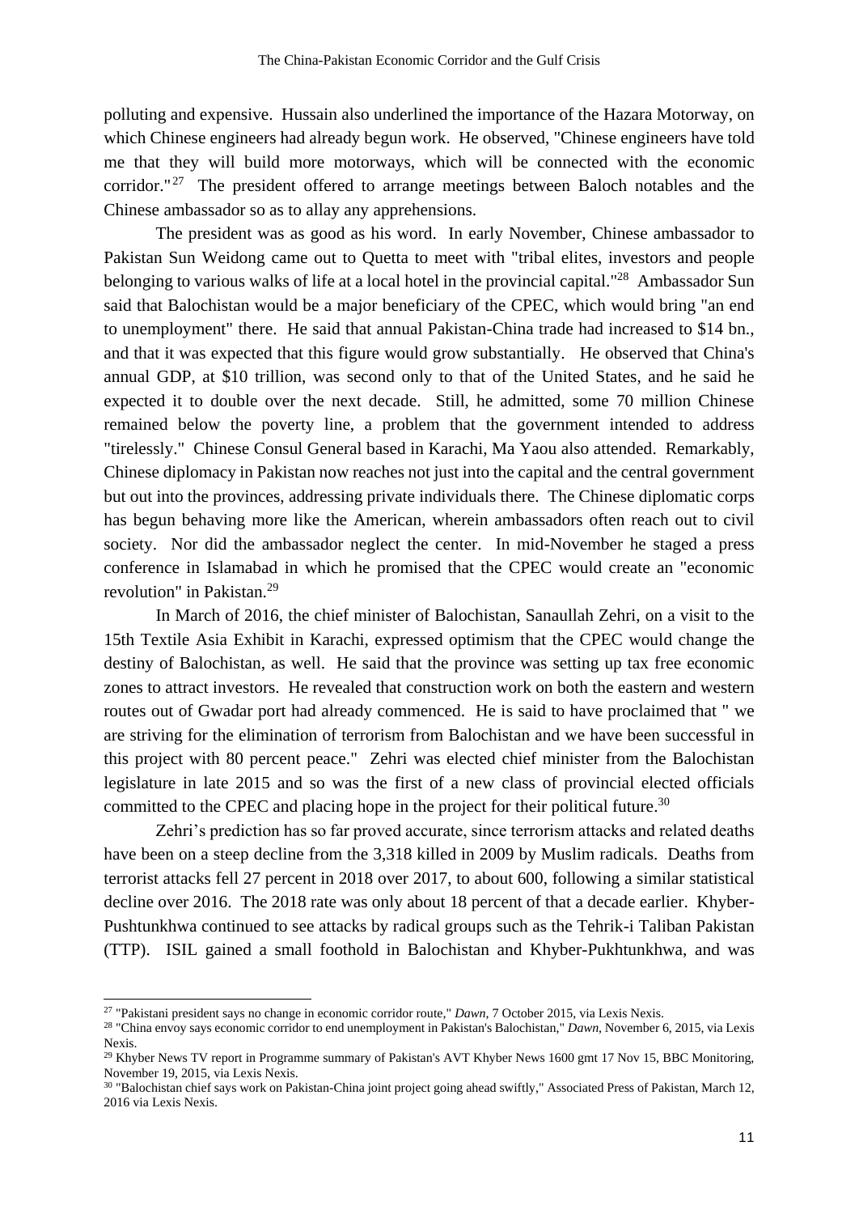polluting and expensive. Hussain also underlined the importance of the Hazara Motorway, on which Chinese engineers had already begun work. He observed, "Chinese engineers have told me that they will build more motorways, which will be connected with the economic corridor."[27] The president offered to arrange meetings between Baloch notables and the Chinese ambassador so as to allay any apprehensions.

The president was as good as his word. In early November, Chinese ambassador to Pakistan Sun Weidong came out to Quetta to meet with "tribal elites, investors and people belonging to various walks of life at a local hotel in the provincial capital."[28] Ambassador Sun said that Balochistan would be a major beneficiary of the CPEC, which would bring "an end to unemployment" there. He said that annual Pakistan-China trade had increased to $14 bn., and that it was expected that this figure would grow substantially. He observed that China's annual GDP, at $10 trillion, was second only to that of the United States, and he said he expected it to double over the next decade. Still, he admitted, some 70 million Chinese remained below the poverty line, a problem that the government intended to address "tirelessly." Chinese Consul General based in Karachi, Ma Yaou also attended. Remarkably, Chinese diplomacy in Pakistan now reaches not just into the capital and the central government but out into the provinces, addressing private individuals there. The Chinese diplomatic corps has begun behaving more like the American, wherein ambassadors often reach out to civil society. Nor did the ambassador neglect the center. In mid-November he staged a press conference in Islamabad in which he promised that the CPEC would create an "economic revolution" in Pakistan.[29]

In March of 2016, the chief minister of Balochistan, Sanaullah Zehri, on a visit to the 15th Textile Asia Exhibit in Karachi, expressed optimism that the CPEC would change the destiny of Balochistan, as well. He said that the province was setting up tax free economic zones to attract investors. He revealed that construction work on both the eastern and western routes out of Gwadar port had already commenced. He is said to have proclaimed that " we are striving for the elimination of terrorism from Balochistan and we have been successful in this project with 80 percent peace." Zehri was elected chief minister from the Balochistan legislature in late 2015 and so was the first of a new class of provincial elected officials committed to the CPEC and placing hope in the project for their political future.[30]

Zehri's prediction has so far proved accurate, since terrorism attacks and related deaths have been on a steep decline from the 3,318 killed in 2009 by Muslim radicals. Deaths from terrorist attacks fell 27 percent in 2018 over 2017, to about 600, following a similar statistical decline over 2016. The 2018 rate was only about 18 percent of that a decade earlier. Khyber-Pushtunkhwa continued to see attacks by radical groups such as the Tehrik-i Taliban Pakistan (TTP). ISIL gained a small foothold in Balochistan and Khyber-Pukhtunkhwa, and was

---

[27] "Pakistani president says no change in economic corridor route," *Dawn*, 7 October 2015, via Lexis Nexis.

[28] "China envoy says economic corridor to end unemployment in Pakistan's Balochistan," *Dawn*, November 6, 2015, via Lexis Nexis.

[29] Khyber News TV report in Programme summary of Pakistan's AVT Khyber News 1600 gmt 17 Nov 15, BBC Monitoring, November 19, 2015, via Lexis Nexis.

[30] "Balochistan chief says work on Pakistan-China joint project going ahead swiftly," Associated Press of Pakistan, March 12, 2016 via Lexis Nexis.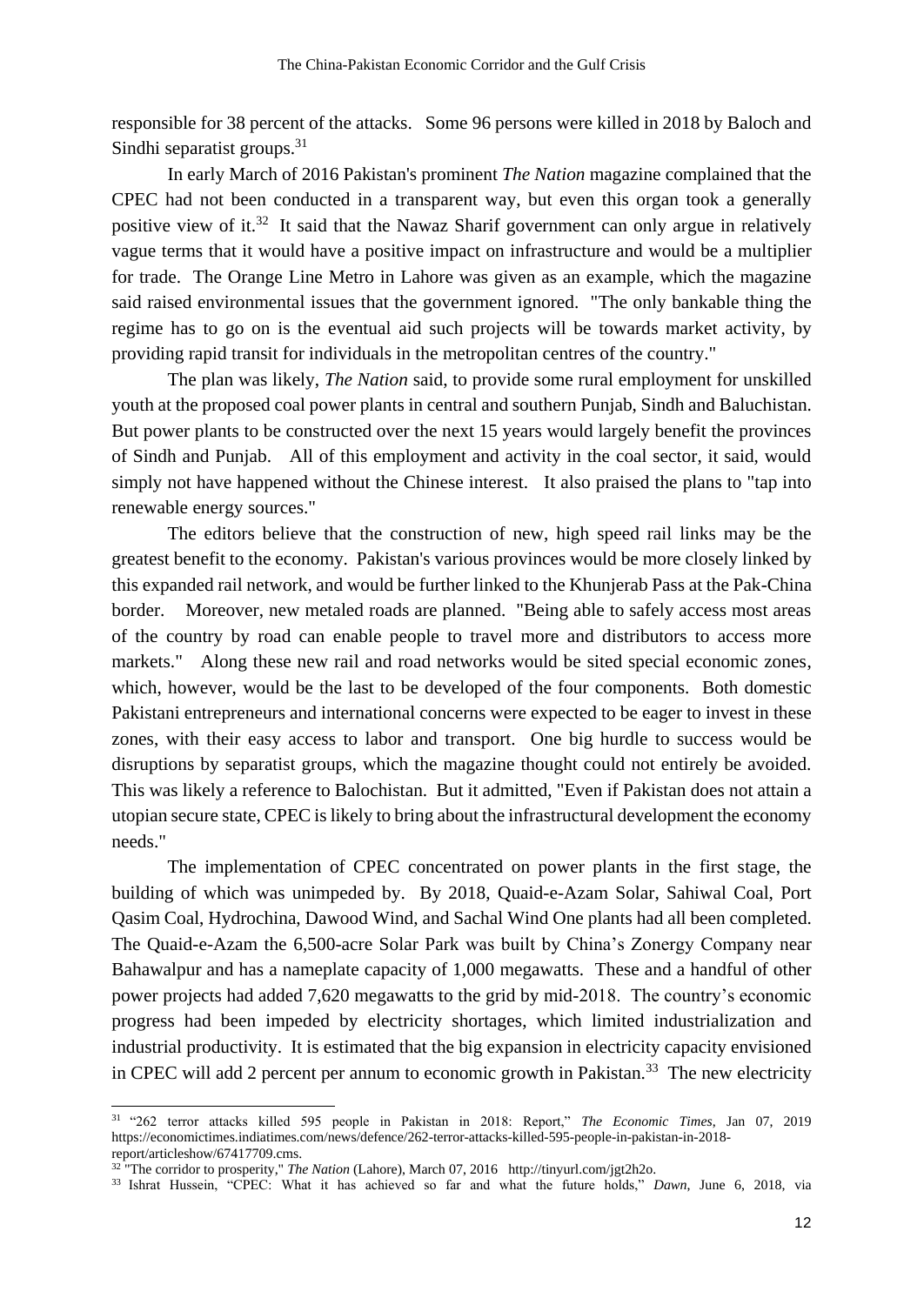responsible for 38 percent of the attacks. Some 96 persons were killed in 2018 by Baloch and Sindhi separatist groups.[31]

In early March of 2016 Pakistan's prominent *The Nation* magazine complained that the CPEC had not been conducted in a transparent way, but even this organ took a generally positive view of it.[32] It said that the Nawaz Sharif government can only argue in relatively vague terms that it would have a positive impact on infrastructure and would be a multiplier for trade. The Orange Line Metro in Lahore was given as an example, which the magazine said raised environmental issues that the government ignored. "The only bankable thing the regime has to go on is the eventual aid such projects will be towards market activity, by providing rapid transit for individuals in the metropolitan centres of the country."

The plan was likely, *The Nation* said, to provide some rural employment for unskilled youth at the proposed coal power plants in central and southern Punjab, Sindh and Baluchistan. But power plants to be constructed over the next 15 years would largely benefit the provinces of Sindh and Punjab. All of this employment and activity in the coal sector, it said, would simply not have happened without the Chinese interest. It also praised the plans to "tap into renewable energy sources."

The editors believe that the construction of new, high speed rail links may be the greatest benefit to the economy. Pakistan's various provinces would be more closely linked by this expanded rail network, and would be further linked to the Khunjerab Pass at the Pak-China border. Moreover, new metaled roads are planned. "Being able to safely access most areas of the country by road can enable people to travel more and distributors to access more markets." Along these new rail and road networks would be sited special economic zones, which, however, would be the last to be developed of the four components. Both domestic Pakistani entrepreneurs and international concerns were expected to be eager to invest in these zones, with their easy access to labor and transport. One big hurdle to success would be disruptions by separatist groups, which the magazine thought could not entirely be avoided. This was likely a reference to Balochistan. But it admitted, "Even if Pakistan does not attain a utopian secure state, CPEC is likely to bring about the infrastructural development the economy needs."

The implementation of CPEC concentrated on power plants in the first stage, the building of which was unimpeded by. By 2018, Quaid-e-Azam Solar, Sahiwal Coal, Port Qasim Coal, Hydrochina, Dawood Wind, and Sachal Wind One plants had all been completed. The Quaid-e-Azam the 6,500-acre Solar Park was built by China's Zonergy Company near Bahawalpur and has a nameplate capacity of 1,000 megawatts. These and a handful of other power projects had added 7,620 megawatts to the grid by mid-2018. The country's economic progress had been impeded by electricity shortages, which limited industrialization and industrial productivity. It is estimated that the big expansion in electricity capacity envisioned in CPEC will add 2 percent per annum to economic growth in Pakistan.[33] The new electricity

---

[31] "262 terror attacks killed 595 people in Pakistan in 2018: Report," *The Economic Times,* Jan 07, 2019 https://economictimes.indiatimes.com/news/defence/262-terror-attacks-killed-595-people-in-pakistan-in-2018-report/articleshow/67417709.cms.

[32] "The corridor to prosperity," *The Nation* (Lahore), March 07, 2016 http://tinyurl.com/jgt2h2o.

[33] Ishrat Hussein, "CPEC: What it has achieved so far and what the future holds," *Dawn,* June 6, 2018, via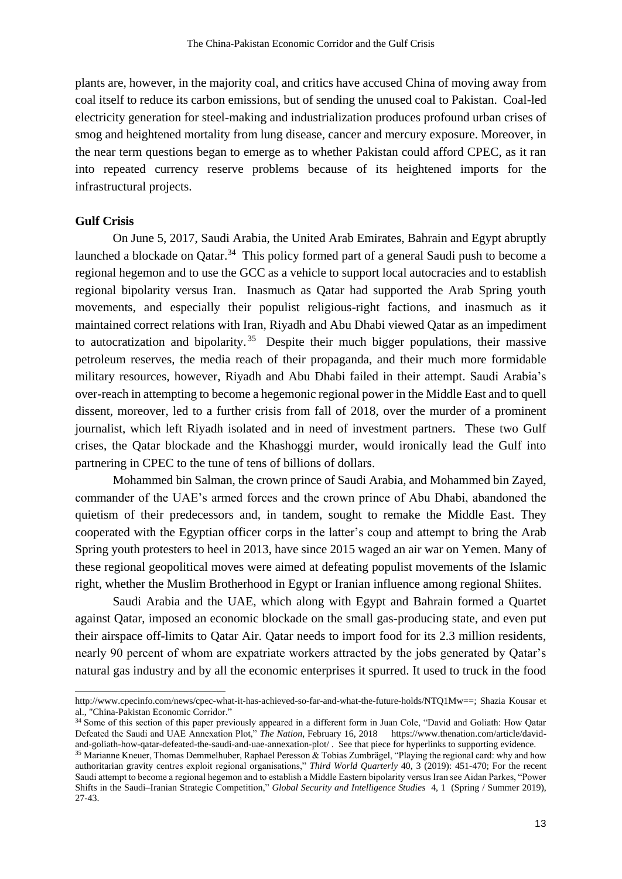plants are, however, in the majority coal, and critics have accused China of moving away from coal itself to reduce its carbon emissions, but of sending the unused coal to Pakistan. Coal-led electricity generation for steel-making and industrialization produces profound urban crises of smog and heightened mortality from lung disease, cancer and mercury exposure. Moreover, in the near term questions began to emerge as to whether Pakistan could afford CPEC, as it ran into repeated currency reserve problems because of its heightened imports for the infrastructural projects.

**Gulf Crisis**

On June 5, 2017, Saudi Arabia, the United Arab Emirates, Bahrain and Egypt abruptly launched a blockade on Qatar.[34] This policy formed part of a general Saudi push to become a regional hegemon and to use the GCC as a vehicle to support local autocracies and to establish regional bipolarity versus Iran. Inasmuch as Qatar had supported the Arab Spring youth movements, and especially their populist religious-right factions, and inasmuch as it maintained correct relations with Iran, Riyadh and Abu Dhabi viewed Qatar as an impediment to autocratization and bipolarity.[35] Despite their much bigger populations, their massive petroleum reserves, the media reach of their propaganda, and their much more formidable military resources, however, Riyadh and Abu Dhabi failed in their attempt. Saudi Arabia's over-reach in attempting to become a hegemonic regional power in the Middle East and to quell dissent, moreover, led to a further crisis from fall of 2018, over the murder of a prominent journalist, which left Riyadh isolated and in need of investment partners. These two Gulf crises, the Qatar blockade and the Khashoggi murder, would ironically lead the Gulf into partnering in CPEC to the tune of tens of billions of dollars.

Mohammed bin Salman, the crown prince of Saudi Arabia, and Mohammed bin Zayed, commander of the UAE's armed forces and the crown prince of Abu Dhabi, abandoned the quietism of their predecessors and, in tandem, sought to remake the Middle East. They cooperated with the Egyptian officer corps in the latter's coup and attempt to bring the Arab Spring youth protesters to heel in 2013, have since 2015 waged an air war on Yemen. Many of these regional geopolitical moves were aimed at defeating populist movements of the Islamic right, whether the Muslim Brotherhood in Egypt or Iranian influence among regional Shiites.

Saudi Arabia and the UAE, which along with Egypt and Bahrain formed a Quartet against Qatar, imposed an economic blockade on the small gas-producing state, and even put their airspace off-limits to Qatar Air. Qatar needs to import food for its 2.3 million residents, nearly 90 percent of whom are expatriate workers attracted by the jobs generated by Qatar's natural gas industry and by all the economic enterprises it spurred. It used to truck in the food

---

http://www.cpecinfo.com/news/cpec-what-it-has-achieved-so-far-and-what-the-future-holds/NTQ1Mw==; Shazia Kousar et al., "China-Pakistan Economic Corridor."

[34] Some of this section of this paper previously appeared in a different form in Juan Cole, "David and Goliath: How Qatar Defeated the Saudi and UAE Annexation Plot," *The Nation*, February 16, 2018 https://www.thenation.com/article/david-and-goliath-how-qatar-defeated-the-saudi-and-uae-annexation-plot/ . See that piece for hyperlinks to supporting evidence.

[35] Marianne Kneuer, Thomas Demmelhuber, Raphael Peresson & Tobias Zumbrägel, "Playing the regional card: why and how authoritarian gravity centres exploit regional organisations," *Third World Quarterly* 40, 3 (2019): 451-470; For the recent Saudi attempt to become a regional hegemon and to establish a Middle Eastern bipolarity versus Iran see Aidan Parkes, "Power Shifts in the Saudi–Iranian Strategic Competition," *Global Security and Intelligence Studies* 4, 1 (Spring / Summer 2019), 27-43.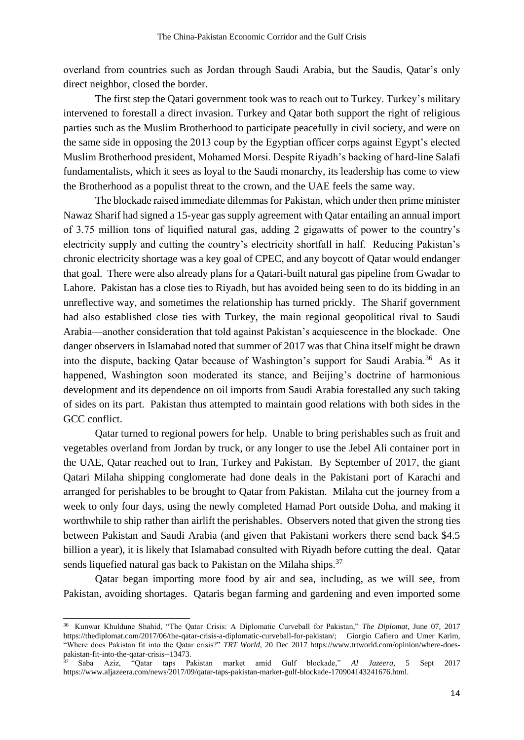overland from countries such as Jordan through Saudi Arabia, but the Saudis, Qatar's only direct neighbor, closed the border.

The first step the Qatari government took was to reach out to Turkey. Turkey's military intervened to forestall a direct invasion. Turkey and Qatar both support the right of religious parties such as the Muslim Brotherhood to participate peacefully in civil society, and were on the same side in opposing the 2013 coup by the Egyptian officer corps against Egypt's elected Muslim Brotherhood president, Mohamed Morsi. Despite Riyadh's backing of hard-line Salafi fundamentalists, which it sees as loyal to the Saudi monarchy, its leadership has come to view the Brotherhood as a populist threat to the crown, and the UAE feels the same way.

The blockade raised immediate dilemmas for Pakistan, which under then prime minister Nawaz Sharif had signed a 15-year gas supply agreement with Qatar entailing an annual import of 3.75 million tons of liquified natural gas, adding 2 gigawatts of power to the country's electricity supply and cutting the country's electricity shortfall in half. Reducing Pakistan's chronic electricity shortage was a key goal of CPEC, and any boycott of Qatar would endanger that goal. There were also already plans for a Qatari-built natural gas pipeline from Gwadar to Lahore. Pakistan has a close ties to Riyadh, but has avoided being seen to do its bidding in an unreflective way, and sometimes the relationship has turned prickly. The Sharif government had also established close ties with Turkey, the main regional geopolitical rival to Saudi Arabia—another consideration that told against Pakistan's acquiescence in the blockade. One danger observers in Islamabad noted that summer of 2017 was that China itself might be drawn into the dispute, backing Qatar because of Washington's support for Saudi Arabia.[36] As it happened, Washington soon moderated its stance, and Beijing's doctrine of harmonious development and its dependence on oil imports from Saudi Arabia forestalled any such taking of sides on its part. Pakistan thus attempted to maintain good relations with both sides in the GCC conflict.

Qatar turned to regional powers for help. Unable to bring perishables such as fruit and vegetables overland from Jordan by truck, or any longer to use the Jebel Ali container port in the UAE, Qatar reached out to Iran, Turkey and Pakistan. By September of 2017, the giant Qatari Milaha shipping conglomerate had done deals in the Pakistani port of Karachi and arranged for perishables to be brought to Qatar from Pakistan. Milaha cut the journey from a week to only four days, using the newly completed Hamad Port outside Doha, and making it worthwhile to ship rather than airlift the perishables. Observers noted that given the strong ties between Pakistan and Saudi Arabia (and given that Pakistani workers there send back $4.5 billion a year), it is likely that Islamabad consulted with Riyadh before cutting the deal. Qatar sends liquefied natural gas back to Pakistan on the Milaha ships.[37]

Qatar began importing more food by air and sea, including, as we will see, from Pakistan, avoiding shortages. Qataris began farming and gardening and even imported some

---

[36] Kunwar Khuldune Shahid, "The Qatar Crisis: A Diplomatic Curveball for Pakistan," *The Diplomat*, June 07, 2017 https://thediplomat.com/2017/06/the-qatar-crisis-a-diplomatic-curveball-for-pakistan/; Giorgio Cafiero and Umer Karim, "Where does Pakistan fit into the Qatar crisis?" *TRT World*, 20 Dec 2017 https://www.trtworld.com/opinion/where-does-pakistan-fit-into-the-qatar-crisis--13473.

[37] Saba Aziz, "Qatar taps Pakistan market amid Gulf blockade," *Al Jazeera*, 5 Sept 2017 https://www.aljazeera.com/news/2017/09/qatar-taps-pakistan-market-gulf-blockade-170904143241676.html.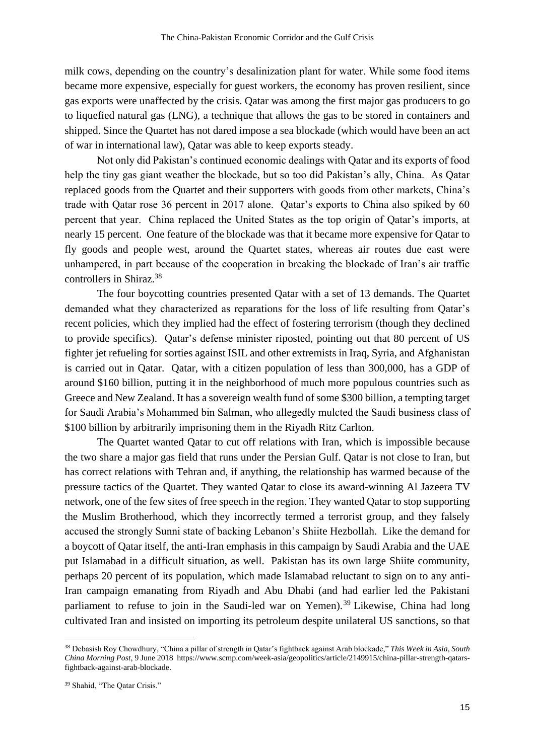milk cows, depending on the country's desalinization plant for water. While some food items became more expensive, especially for guest workers, the economy has proven resilient, since gas exports were unaffected by the crisis. Qatar was among the first major gas producers to go to liquefied natural gas (LNG), a technique that allows the gas to be stored in containers and shipped. Since the Quartet has not dared impose a sea blockade (which would have been an act of war in international law), Qatar was able to keep exports steady.

Not only did Pakistan's continued economic dealings with Qatar and its exports of food help the tiny gas giant weather the blockade, but so too did Pakistan's ally, China. As Qatar replaced goods from the Quartet and their supporters with goods from other markets, China's trade with Qatar rose 36 percent in 2017 alone. Qatar's exports to China also spiked by 60 percent that year. China replaced the United States as the top origin of Qatar's imports, at nearly 15 percent. One feature of the blockade was that it became more expensive for Qatar to fly goods and people west, around the Quartet states, whereas air routes due east were unhampered, in part because of the cooperation in breaking the blockade of Iran's air traffic controllers in Shiraz.[38]

The four boycotting countries presented Qatar with a set of 13 demands. The Quartet demanded what they characterized as reparations for the loss of life resulting from Qatar's recent policies, which they implied had the effect of fostering terrorism (though they declined to provide specifics). Qatar's defense minister riposted, pointing out that 80 percent of US fighter jet refueling for sorties against ISIL and other extremists in Iraq, Syria, and Afghanistan is carried out in Qatar. Qatar, with a citizen population of less than 300,000, has a GDP of around $160 billion, putting it in the neighborhood of much more populous countries such as Greece and New Zealand. It has a sovereign wealth fund of some $300 billion, a tempting target for Saudi Arabia's Mohammed bin Salman, who allegedly mulcted the Saudi business class of $100 billion by arbitrarily imprisoning them in the Riyadh Ritz Carlton.

The Quartet wanted Qatar to cut off relations with Iran, which is impossible because the two share a major gas field that runs under the Persian Gulf. Qatar is not close to Iran, but has correct relations with Tehran and, if anything, the relationship has warmed because of the pressure tactics of the Quartet. They wanted Qatar to close its award-winning Al Jazeera TV network, one of the few sites of free speech in the region. They wanted Qatar to stop supporting the Muslim Brotherhood, which they incorrectly termed a terrorist group, and they falsely accused the strongly Sunni state of backing Lebanon's Shiite Hezbollah. Like the demand for a boycott of Qatar itself, the anti-Iran emphasis in this campaign by Saudi Arabia and the UAE put Islamabad in a difficult situation, as well. Pakistan has its own large Shiite community, perhaps 20 percent of its population, which made Islamabad reluctant to sign on to any anti-Iran campaign emanating from Riyadh and Abu Dhabi (and had earlier led the Pakistani parliament to refuse to join in the Saudi-led war on Yemen).[39] Likewise, China had long cultivated Iran and insisted on importing its petroleum despite unilateral US sanctions, so that

---

[38] Debasish Roy Chowdhury, "China a pillar of strength in Qatar's fightback against Arab blockade," *This Week in Asia, South China Morning Post,* 9 June 2018 https://www.scmp.com/week-asia/geopolitics/article/2149915/china-pillar-strength-qatars-fightback-against-arab-blockade.

[39] Shahid, "The Qatar Crisis."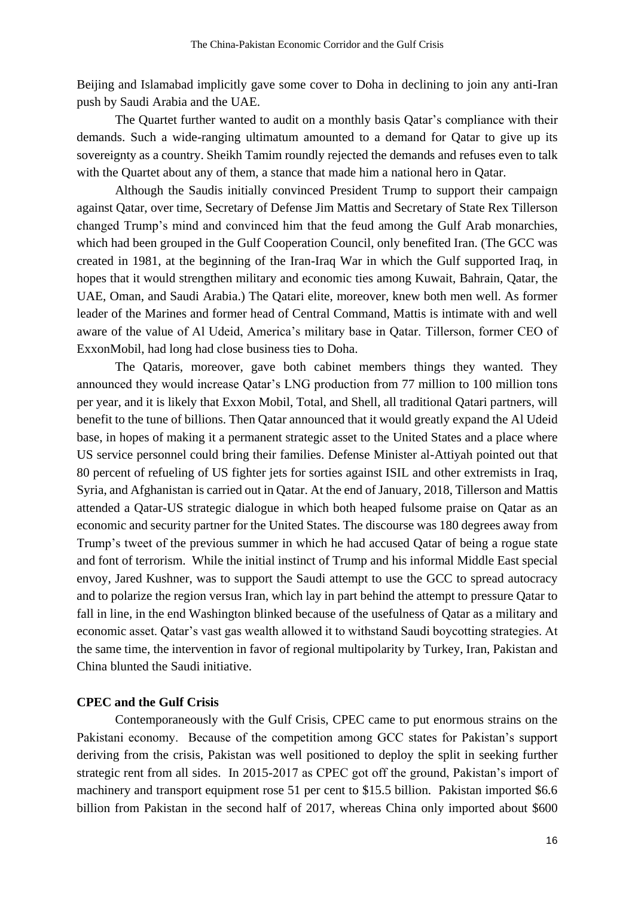Beijing and Islamabad implicitly gave some cover to Doha in declining to join any anti-Iran push by Saudi Arabia and the UAE.

The Quartet further wanted to audit on a monthly basis Qatar's compliance with their demands. Such a wide-ranging ultimatum amounted to a demand for Qatar to give up its sovereignty as a country. Sheikh Tamim roundly rejected the demands and refuses even to talk with the Quartet about any of them, a stance that made him a national hero in Qatar.

Although the Saudis initially convinced President Trump to support their campaign against Qatar, over time, Secretary of Defense Jim Mattis and Secretary of State Rex Tillerson changed Trump's mind and convinced him that the feud among the Gulf Arab monarchies, which had been grouped in the Gulf Cooperation Council, only benefited Iran. (The GCC was created in 1981, at the beginning of the Iran-Iraq War in which the Gulf supported Iraq, in hopes that it would strengthen military and economic ties among Kuwait, Bahrain, Qatar, the UAE, Oman, and Saudi Arabia.) The Qatari elite, moreover, knew both men well. As former leader of the Marines and former head of Central Command, Mattis is intimate with and well aware of the value of Al Udeid, America's military base in Qatar. Tillerson, former CEO of ExxonMobil, had long had close business ties to Doha.

The Qataris, moreover, gave both cabinet members things they wanted. They announced they would increase Qatar's LNG production from 77 million to 100 million tons per year, and it is likely that Exxon Mobil, Total, and Shell, all traditional Qatari partners, will benefit to the tune of billions. Then Qatar announced that it would greatly expand the Al Udeid base, in hopes of making it a permanent strategic asset to the United States and a place where US service personnel could bring their families. Defense Minister al-Attiyah pointed out that 80 percent of refueling of US fighter jets for sorties against ISIL and other extremists in Iraq, Syria, and Afghanistan is carried out in Qatar. At the end of January, 2018, Tillerson and Mattis attended a Qatar-US strategic dialogue in which both heaped fulsome praise on Qatar as an economic and security partner for the United States. The discourse was 180 degrees away from Trump's tweet of the previous summer in which he had accused Qatar of being a rogue state and font of terrorism. While the initial instinct of Trump and his informal Middle East special envoy, Jared Kushner, was to support the Saudi attempt to use the GCC to spread autocracy and to polarize the region versus Iran, which lay in part behind the attempt to pressure Qatar to fall in line, in the end Washington blinked because of the usefulness of Qatar as a military and economic asset. Qatar's vast gas wealth allowed it to withstand Saudi boycotting strategies. At the same time, the intervention in favor of regional multipolarity by Turkey, Iran, Pakistan and China blunted the Saudi initiative.

**CPEC and the Gulf Crisis**

Contemporaneously with the Gulf Crisis, CPEC came to put enormous strains on the Pakistani economy. Because of the competition among GCC states for Pakistan's support deriving from the crisis, Pakistan was well positioned to deploy the split in seeking further strategic rent from all sides. In 2015-2017 as CPEC got off the ground, Pakistan's import of machinery and transport equipment rose 51 per cent to $15.5 billion. Pakistan imported $6.6 billion from Pakistan in the second half of 2017, whereas China only imported about $600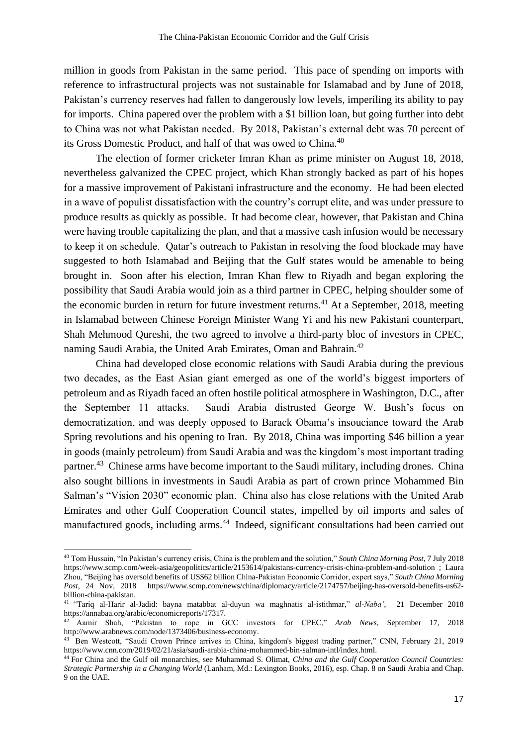million in goods from Pakistan in the same period. This pace of spending on imports with reference to infrastructural projects was not sustainable for Islamabad and by June of 2018, Pakistan's currency reserves had fallen to dangerously low levels, imperiling its ability to pay for imports. China papered over the problem with a $1 billion loan, but going further into debt to China was not what Pakistan needed. By 2018, Pakistan's external debt was 70 percent of its Gross Domestic Product, and half of that was owed to China.[40]

The election of former cricketer Imran Khan as prime minister on August 18, 2018, nevertheless galvanized the CPEC project, which Khan strongly backed as part of his hopes for a massive improvement of Pakistani infrastructure and the economy. He had been elected in a wave of populist dissatisfaction with the country's corrupt elite, and was under pressure to produce results as quickly as possible. It had become clear, however, that Pakistan and China were having trouble capitalizing the plan, and that a massive cash infusion would be necessary to keep it on schedule. Qatar's outreach to Pakistan in resolving the food blockade may have suggested to both Islamabad and Beijing that the Gulf states would be amenable to being brought in. Soon after his election, Imran Khan flew to Riyadh and began exploring the possibility that Saudi Arabia would join as a third partner in CPEC, helping shoulder some of the economic burden in return for future investment returns.[41] At a September, 2018, meeting in Islamabad between Chinese Foreign Minister Wang Yi and his new Pakistani counterpart, Shah Mehmood Qureshi, the two agreed to involve a third-party bloc of investors in CPEC, naming Saudi Arabia, the United Arab Emirates, Oman and Bahrain.[42]

China had developed close economic relations with Saudi Arabia during the previous two decades, as the East Asian giant emerged as one of the world's biggest importers of petroleum and as Riyadh faced an often hostile political atmosphere in Washington, D.C., after the September 11 attacks. Saudi Arabia distrusted George W. Bush's focus on democratization, and was deeply opposed to Barack Obama's insouciance toward the Arab Spring revolutions and his opening to Iran. By 2018, China was importing $46 billion a year in goods (mainly petroleum) from Saudi Arabia and was the kingdom's most important trading partner.[43] Chinese arms have become important to the Saudi military, including drones. China also sought billions in investments in Saudi Arabia as part of crown prince Mohammed Bin Salman's "Vision 2030" economic plan. China also has close relations with the United Arab Emirates and other Gulf Cooperation Council states, impelled by oil imports and sales of manufactured goods, including arms.[44] Indeed, significant consultations had been carried out

---

[40] Tom Hussain, "In Pakistan's currency crisis, China is the problem and the solution," *South China Morning Post*, 7 July 2018 https://www.scmp.com/week-asia/geopolitics/article/2153614/pakistans-currency-crisis-china-problem-and-solution ; Laura Zhou, "Beijing has oversold benefits of US$62 billion China-Pakistan Economic Corridor, expert says," *South China Morning Post*, 24 Nov, 2018 https://www.scmp.com/news/china/diplomacy/article/2174757/beijing-has-oversold-benefits-us62-billion-china-pakistan.

[41] "Tariq al-Harir al-Jadid: bayna matabbat al-duyun wa maghnatis al-istithmar," *al-Naba'*, 21 December 2018 https://annabaa.org/arabic/economicreports/17317.

[42] Aamir Shah, "Pakistan to rope in GCC investors for CPEC," *Arab News*, September 17, 2018 http://www.arabnews.com/node/1373406/business-economy.

[43] Ben Westcott, "Saudi Crown Prince arrives in China, kingdom's biggest trading partner," CNN, February 21, 2019 https://www.cnn.com/2019/02/21/asia/saudi-arabia-china-mohammed-bin-salman-intl/index.html.

[44] For China and the Gulf oil monarchies, see Muhammad S. Olimat, *China and the Gulf Cooperation Council Countries: Strategic Partnership in a Changing World* (Lanham, Md.: Lexington Books, 2016), esp. Chap. 8 on Saudi Arabia and Chap. 9 on the UAE.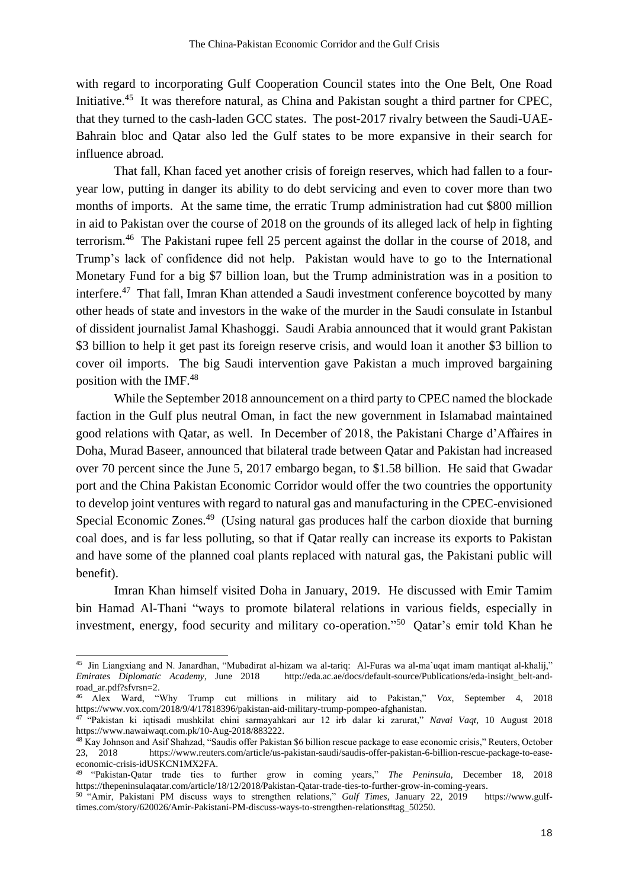with regard to incorporating Gulf Cooperation Council states into the One Belt, One Road Initiative.[45] It was therefore natural, as China and Pakistan sought a third partner for CPEC, that they turned to the cash-laden GCC states. The post-2017 rivalry between the Saudi-UAE-Bahrain bloc and Qatar also led the Gulf states to be more expansive in their search for influence abroad.

That fall, Khan faced yet another crisis of foreign reserves, which had fallen to a four-year low, putting in danger its ability to do debt servicing and even to cover more than two months of imports. At the same time, the erratic Trump administration had cut $800 million in aid to Pakistan over the course of 2018 on the grounds of its alleged lack of help in fighting terrorism.[46] The Pakistani rupee fell 25 percent against the dollar in the course of 2018, and Trump's lack of confidence did not help. Pakistan would have to go to the International Monetary Fund for a big $7 billion loan, but the Trump administration was in a position to interfere.[47] That fall, Imran Khan attended a Saudi investment conference boycotted by many other heads of state and investors in the wake of the murder in the Saudi consulate in Istanbul of dissident journalist Jamal Khashoggi. Saudi Arabia announced that it would grant Pakistan $3 billion to help it get past its foreign reserve crisis, and would loan it another $3 billion to cover oil imports. The big Saudi intervention gave Pakistan a much improved bargaining position with the IMF.[48]

While the September 2018 announcement on a third party to CPEC named the blockade faction in the Gulf plus neutral Oman, in fact the new government in Islamabad maintained good relations with Qatar, as well. In December of 2018, the Pakistani Charge d'Affaires in Doha, Murad Baseer, announced that bilateral trade between Qatar and Pakistan had increased over 70 percent since the June 5, 2017 embargo began, to $1.58 billion. He said that Gwadar port and the China Pakistan Economic Corridor would offer the two countries the opportunity to develop joint ventures with regard to natural gas and manufacturing in the CPEC-envisioned Special Economic Zones.[49] (Using natural gas produces half the carbon dioxide that burning coal does, and is far less polluting, so that if Qatar really can increase its exports to Pakistan and have some of the planned coal plants replaced with natural gas, the Pakistani public will benefit).

Imran Khan himself visited Doha in January, 2019. He discussed with Emir Tamim bin Hamad Al-Thani "ways to promote bilateral relations in various fields, especially in investment, energy, food security and military co-operation."[50] Qatar's emir told Khan he

---

[45] Jin Liangxiang and N. Janardhan, "Mubadirat al-hizam wa al-tariq: Al-Furas wa al-ma`uqat imam mantiqat al-khalij," *Emirates Diplomatic Academy*, June 2018 http://eda.ac.ae/docs/default-source/Publications/eda-insight_belt-and-road_ar.pdf?sfvrsn=2.

[46] Alex Ward, "Why Trump cut millions in military aid to Pakistan," *Vox*, September 4, 2018 https://www.vox.com/2018/9/4/17818396/pakistan-aid-military-trump-pompeo-afghanistan.

[47] "Pakistan ki iqtisadi mushkilat chini sarmayahkari aur 12 irb dalar ki zarurat," *Navai Vaqt*, 10 August 2018 https://www.nawaiwaqt.com.pk/10-Aug-2018/883222.

[48] Kay Johnson and Asif Shahzad, "Saudis offer Pakistan $6 billion rescue package to ease economic crisis," Reuters, October 23, 2018 https://www.reuters.com/article/us-pakistan-saudi/saudis-offer-pakistan-6-billion-rescue-package-to-ease-economic-crisis-idUSKCN1MX2FA.

[49] "Pakistan-Qatar trade ties to further grow in coming years," *The Peninsula*, December 18, 2018 https://thepeninsulaqatar.com/article/18/12/2018/Pakistan-Qatar-trade-ties-to-further-grow-in-coming-years.

[50] "Amir, Pakistani PM discuss ways to strengthen relations," *Gulf Times*, January 22, 2019 https://www.gulf-times.com/story/620026/Amir-Pakistani-PM-discuss-ways-to-strengthen-relations#tag_50250.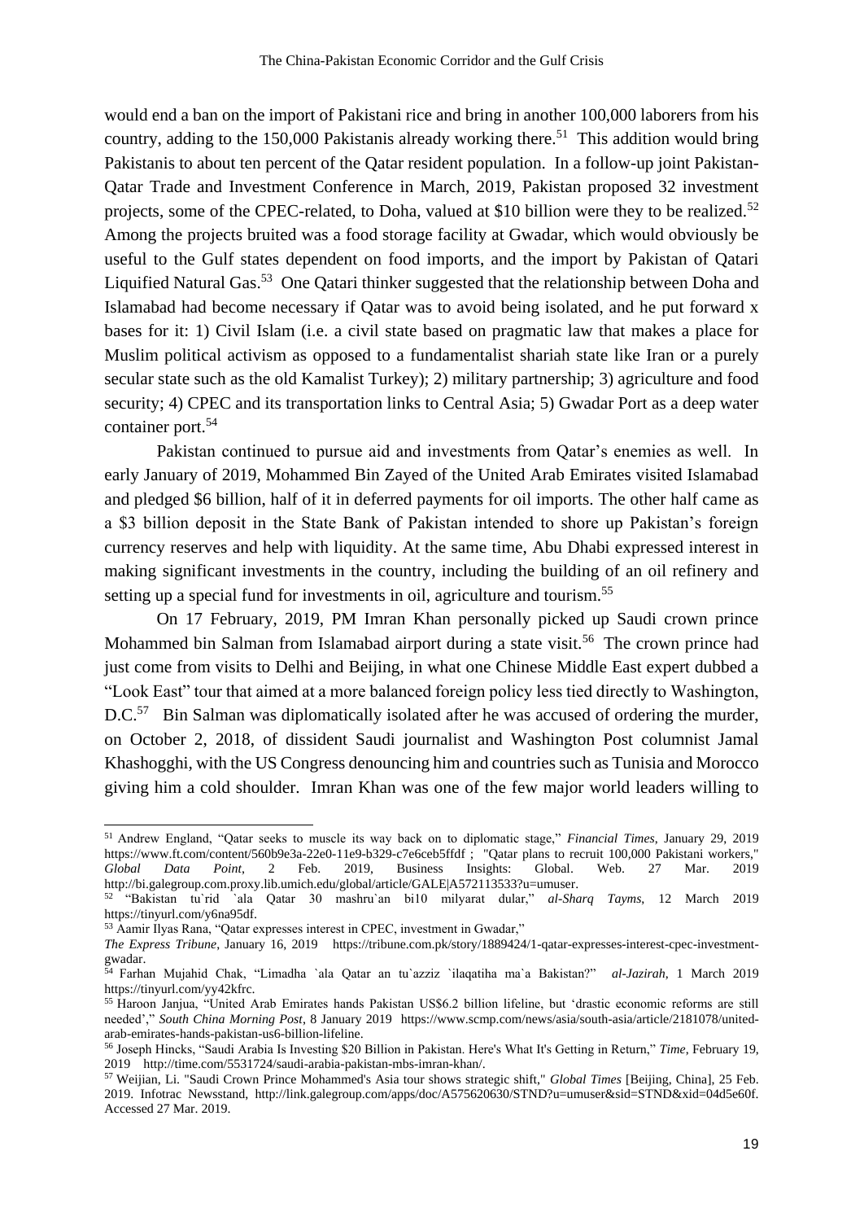would end a ban on the import of Pakistani rice and bring in another 100,000 laborers from his country, adding to the 150,000 Pakistanis already working there.[51] This addition would bring Pakistanis to about ten percent of the Qatar resident population. In a follow-up joint Pakistan-Qatar Trade and Investment Conference in March, 2019, Pakistan proposed 32 investment projects, some of the CPEC-related, to Doha, valued at \$10 billion were they to be realized.[52] Among the projects bruited was a food storage facility at Gwadar, which would obviously be useful to the Gulf states dependent on food imports, and the import by Pakistan of Qatari Liquified Natural Gas.[53] One Qatari thinker suggested that the relationship between Doha and Islamabad had become necessary if Qatar was to avoid being isolated, and he put forward x bases for it: 1) Civil Islam (i.e. a civil state based on pragmatic law that makes a place for Muslim political activism as opposed to a fundamentalist shariah state like Iran or a purely secular state such as the old Kamalist Turkey); 2) military partnership; 3) agriculture and food security; 4) CPEC and its transportation links to Central Asia; 5) Gwadar Port as a deep water container port.[54]

Pakistan continued to pursue aid and investments from Qatar's enemies as well. In early January of 2019, Mohammed Bin Zayed of the United Arab Emirates visited Islamabad and pledged \$6 billion, half of it in deferred payments for oil imports. The other half came as a \$3 billion deposit in the State Bank of Pakistan intended to shore up Pakistan's foreign currency reserves and help with liquidity. At the same time, Abu Dhabi expressed interest in making significant investments in the country, including the building of an oil refinery and setting up a special fund for investments in oil, agriculture and tourism.[55]

On 17 February, 2019, PM Imran Khan personally picked up Saudi crown prince Mohammed bin Salman from Islamabad airport during a state visit.[56] The crown prince had just come from visits to Delhi and Beijing, in what one Chinese Middle East expert dubbed a "Look East" tour that aimed at a more balanced foreign policy less tied directly to Washington, D.C.[57] Bin Salman was diplomatically isolated after he was accused of ordering the murder, on October 2, 2018, of dissident Saudi journalist and Washington Post columnist Jamal Khashogghi, with the US Congress denouncing him and countries such as Tunisia and Morocco giving him a cold shoulder. Imran Khan was one of the few major world leaders willing to

---

[51] Andrew England, "Qatar seeks to muscle its way back on to diplomatic stage," *Financial Times*, January 29, 2019 https://www.ft.com/content/560b9e3a-22e0-11e9-b329-c7e6ceb5ffdf ; "Qatar plans to recruit 100,000 Pakistani workers," *Global Data Point*, 2 Feb. 2019, Business Insights: Global. Web. 27 Mar. 2019 http://bi.galegroup.com.proxy.lib.umich.edu/global/article/GALE|A572113533?u=umuser.

[52] "Bakistan tu`rid `ala Qatar 30 mashru`an bi10 milyarat dular," *al-Sharq Tayms*, 12 March 2019 https://tinyurl.com/y6na95df.

[53] Aamir Ilyas Rana, "Qatar expresses interest in CPEC, investment in Gwadar," *The Express Tribune*, January 16, 2019 https://tribune.com.pk/story/1889424/1-qatar-expresses-interest-cpec-investment-gwadar.

[54] Farhan Mujahid Chak, "Limadha `ala Qatar an tu`azziz `ilaqatiha ma`a Bakistan?" *al-Jazirah*, 1 March 2019 https://tinyurl.com/yy42kfrc.

[55] Haroon Janjua, "United Arab Emirates hands Pakistan US\$6.2 billion lifeline, but 'drastic economic reforms are still needed'," *South China Morning Post*, 8 January 2019 https://www.scmp.com/news/asia/south-asia/article/2181078/united-arab-emirates-hands-pakistan-us6-billion-lifeline.

[56] Joseph Hincks, "Saudi Arabia Is Investing \$20 Billion in Pakistan. Here's What It's Getting in Return," *Time*, February 19, 2019 http://time.com/5531724/saudi-arabia-pakistan-mbs-imran-khan/.

[57] Weijian, Li. "Saudi Crown Prince Mohammed's Asia tour shows strategic shift," *Global Times* [Beijing, China], 25 Feb. 2019. Infotrac Newsstand, http://link.galegroup.com/apps/doc/A575620630/STND?u=umuser&sid=STND&xid=04d5e60f. Accessed 27 Mar. 2019.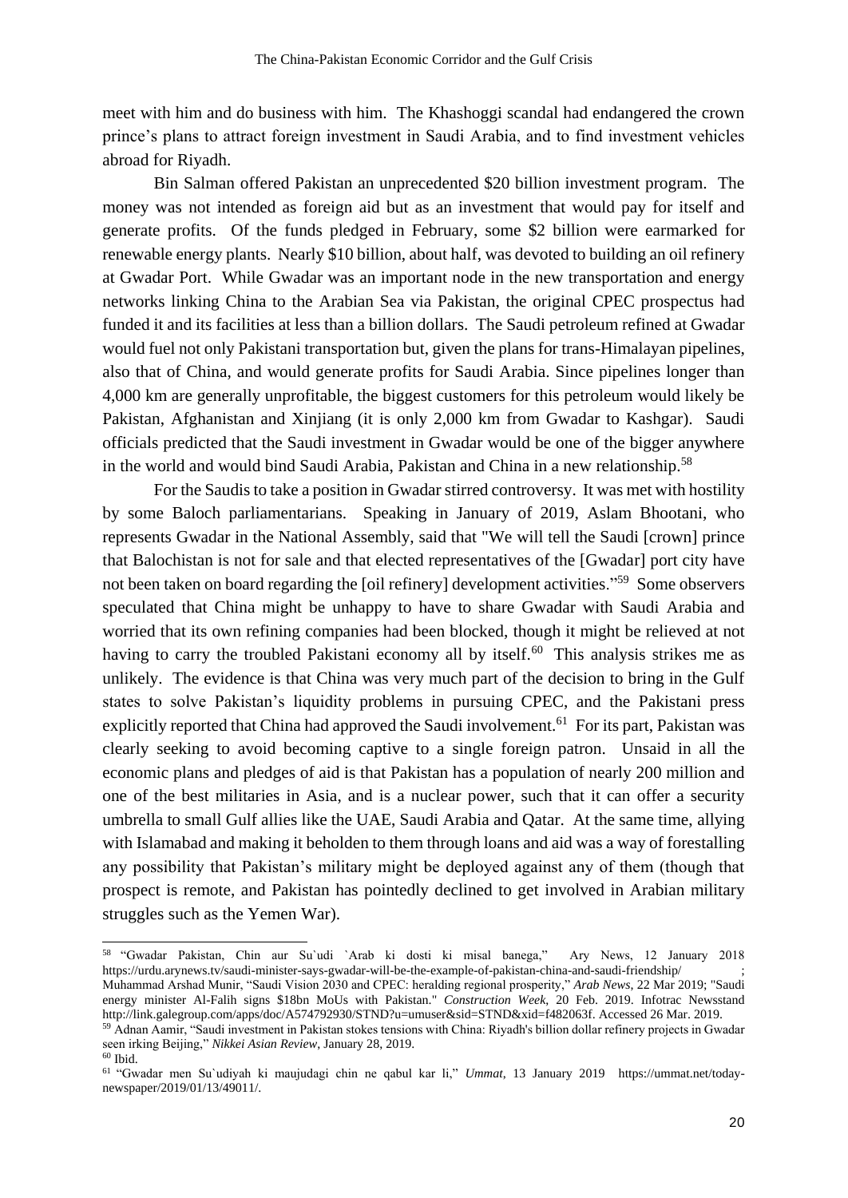meet with him and do business with him. The Khashoggi scandal had endangered the crown prince's plans to attract foreign investment in Saudi Arabia, and to find investment vehicles abroad for Riyadh.

Bin Salman offered Pakistan an unprecedented $20 billion investment program. The money was not intended as foreign aid but as an investment that would pay for itself and generate profits. Of the funds pledged in February, some $2 billion were earmarked for renewable energy plants. Nearly $10 billion, about half, was devoted to building an oil refinery at Gwadar Port. While Gwadar was an important node in the new transportation and energy networks linking China to the Arabian Sea via Pakistan, the original CPEC prospectus had funded it and its facilities at less than a billion dollars. The Saudi petroleum refined at Gwadar would fuel not only Pakistani transportation but, given the plans for trans-Himalayan pipelines, also that of China, and would generate profits for Saudi Arabia. Since pipelines longer than 4,000 km are generally unprofitable, the biggest customers for this petroleum would likely be Pakistan, Afghanistan and Xinjiang (it is only 2,000 km from Gwadar to Kashgar). Saudi officials predicted that the Saudi investment in Gwadar would be one of the bigger anywhere in the world and would bind Saudi Arabia, Pakistan and China in a new relationship.[58]

For the Saudis to take a position in Gwadar stirred controversy. It was met with hostility by some Baloch parliamentarians. Speaking in January of 2019, Aslam Bhootani, who represents Gwadar in the National Assembly, said that "We will tell the Saudi [crown] prince that Balochistan is not for sale and that elected representatives of the [Gwadar] port city have not been taken on board regarding the [oil refinery] development activities."[59] Some observers speculated that China might be unhappy to have to share Gwadar with Saudi Arabia and worried that its own refining companies had been blocked, though it might be relieved at not having to carry the troubled Pakistani economy all by itself.[60] This analysis strikes me as unlikely. The evidence is that China was very much part of the decision to bring in the Gulf states to solve Pakistan's liquidity problems in pursuing CPEC, and the Pakistani press explicitly reported that China had approved the Saudi involvement.[61] For its part, Pakistan was clearly seeking to avoid becoming captive to a single foreign patron. Unsaid in all the economic plans and pledges of aid is that Pakistan has a population of nearly 200 million and one of the best militaries in Asia, and is a nuclear power, such that it can offer a security umbrella to small Gulf allies like the UAE, Saudi Arabia and Qatar. At the same time, allying with Islamabad and making it beholden to them through loans and aid was a way of forestalling any possibility that Pakistan's military might be deployed against any of them (though that prospect is remote, and Pakistan has pointedly declined to get involved in Arabian military struggles such as the Yemen War).

---

[58] "Gwadar Pakistan, Chin aur Su`udi `Arab ki dosti ki misal banega," Ary News, 12 January 2018 https://urdu.arynews.tv/saudi-minister-says-gwadar-will-be-the-example-of-pakistan-china-and-saudi-friendship/ ; Muhammad Arshad Munir, "Saudi Vision 2030 and CPEC: heralding regional prosperity," *Arab News*, 22 Mar 2019; "Saudi energy minister Al-Falih signs $18bn MoUs with Pakistan." *Construction Week*, 20 Feb. 2019. Infotrac Newsstand http://link.galegroup.com/apps/doc/A574792930/STND?u=umuser&sid=STND&xid=f482063f. Accessed 26 Mar. 2019.

[59] Adnan Aamir, "Saudi investment in Pakistan stokes tensions with China: Riyadh's billion dollar refinery projects in Gwadar seen irking Beijing," *Nikkei Asian Review*, January 28, 2019.

[60] Ibid.

[61] "Gwadar men Su`udiyah ki maujudagi chin ne qabul kar li," *Ummat*, 13 January 2019 https://ummat.net/today-newspaper/2019/01/13/49011/.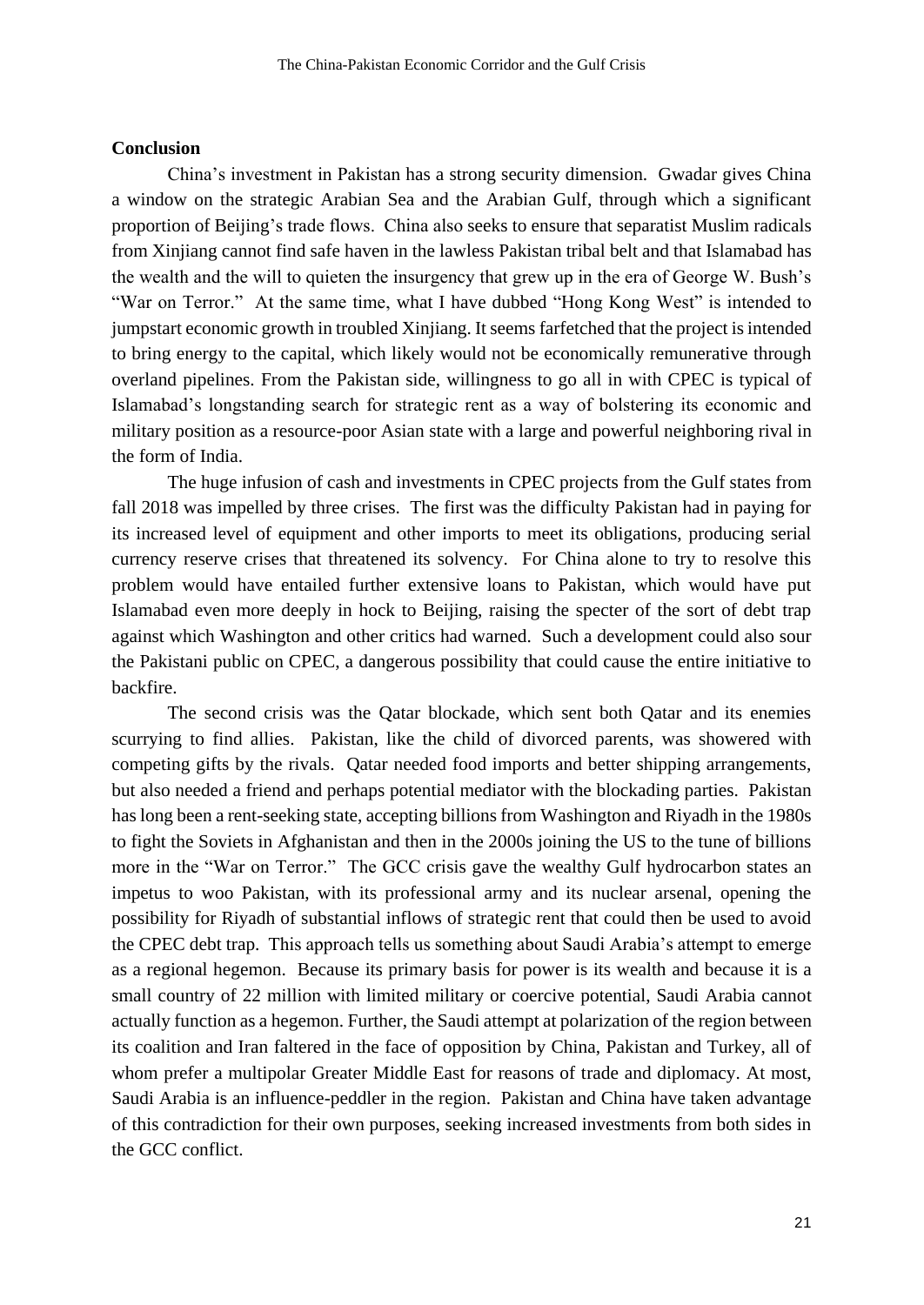**Conclusion**

China's investment in Pakistan has a strong security dimension. Gwadar gives China a window on the strategic Arabian Sea and the Arabian Gulf, through which a significant proportion of Beijing's trade flows. China also seeks to ensure that separatist Muslim radicals from Xinjiang cannot find safe haven in the lawless Pakistan tribal belt and that Islamabad has the wealth and the will to quieten the insurgency that grew up in the era of George W. Bush's "War on Terror." At the same time, what I have dubbed "Hong Kong West" is intended to jumpstart economic growth in troubled Xinjiang. It seems farfetched that the project is intended to bring energy to the capital, which likely would not be economically remunerative through overland pipelines. From the Pakistan side, willingness to go all in with CPEC is typical of Islamabad's longstanding search for strategic rent as a way of bolstering its economic and military position as a resource-poor Asian state with a large and powerful neighboring rival in the form of India.

The huge infusion of cash and investments in CPEC projects from the Gulf states from fall 2018 was impelled by three crises. The first was the difficulty Pakistan had in paying for its increased level of equipment and other imports to meet its obligations, producing serial currency reserve crises that threatened its solvency. For China alone to try to resolve this problem would have entailed further extensive loans to Pakistan, which would have put Islamabad even more deeply in hock to Beijing, raising the specter of the sort of debt trap against which Washington and other critics had warned. Such a development could also sour the Pakistani public on CPEC, a dangerous possibility that could cause the entire initiative to backfire.

The second crisis was the Qatar blockade, which sent both Qatar and its enemies scurrying to find allies. Pakistan, like the child of divorced parents, was showered with competing gifts by the rivals. Qatar needed food imports and better shipping arrangements, but also needed a friend and perhaps potential mediator with the blockading parties. Pakistan has long been a rent-seeking state, accepting billions from Washington and Riyadh in the 1980s to fight the Soviets in Afghanistan and then in the 2000s joining the US to the tune of billions more in the "War on Terror." The GCC crisis gave the wealthy Gulf hydrocarbon states an impetus to woo Pakistan, with its professional army and its nuclear arsenal, opening the possibility for Riyadh of substantial inflows of strategic rent that could then be used to avoid the CPEC debt trap. This approach tells us something about Saudi Arabia's attempt to emerge as a regional hegemon. Because its primary basis for power is its wealth and because it is a small country of 22 million with limited military or coercive potential, Saudi Arabia cannot actually function as a hegemon. Further, the Saudi attempt at polarization of the region between its coalition and Iran faltered in the face of opposition by China, Pakistan and Turkey, all of whom prefer a multipolar Greater Middle East for reasons of trade and diplomacy. At most, Saudi Arabia is an influence-peddler in the region. Pakistan and China have taken advantage of this contradiction for their own purposes, seeking increased investments from both sides in the GCC conflict.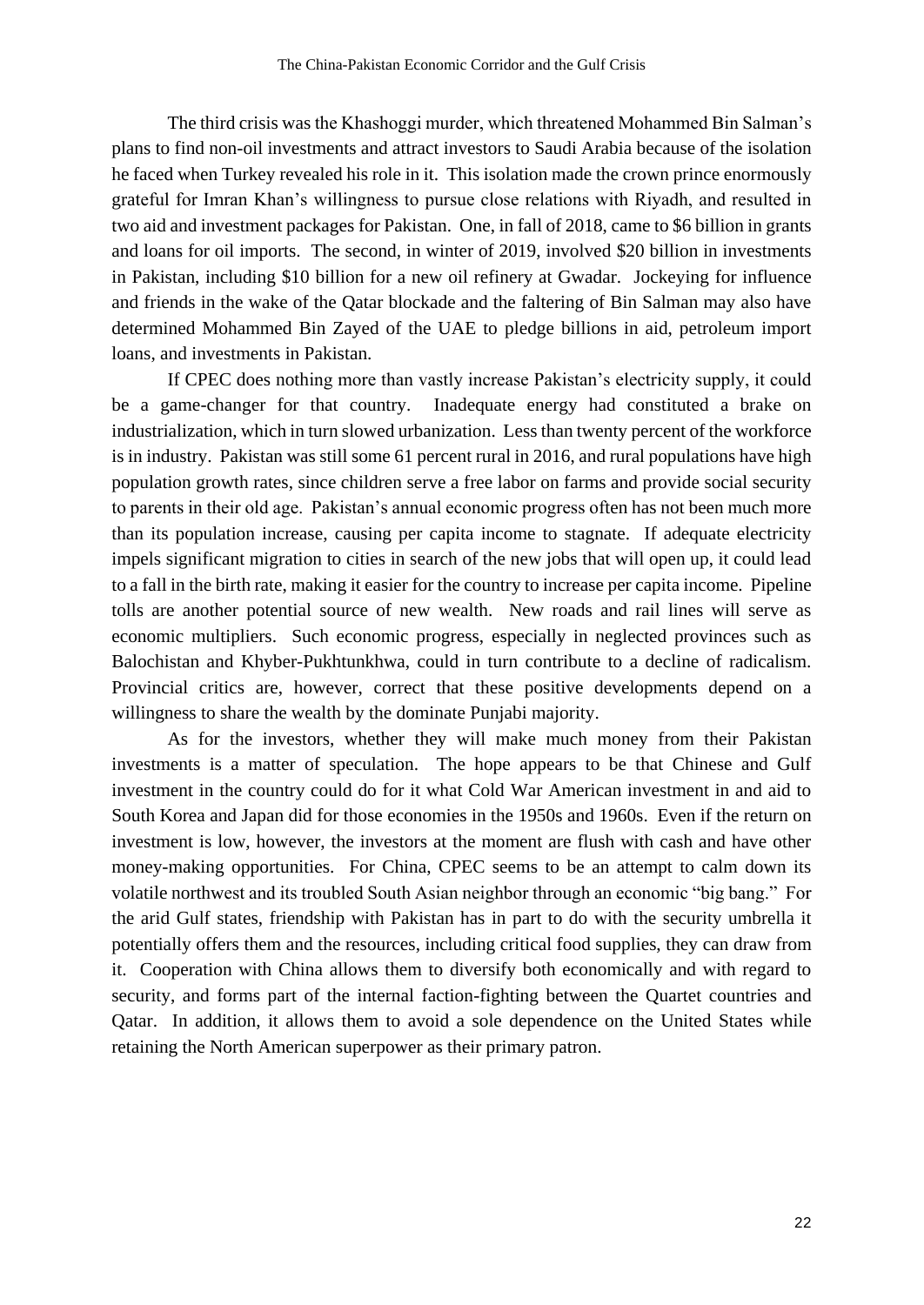The third crisis was the Khashoggi murder, which threatened Mohammed Bin Salman's plans to find non-oil investments and attract investors to Saudi Arabia because of the isolation he faced when Turkey revealed his role in it. This isolation made the crown prince enormously grateful for Imran Khan's willingness to pursue close relations with Riyadh, and resulted in two aid and investment packages for Pakistan. One, in fall of 2018, came to $6 billion in grants and loans for oil imports. The second, in winter of 2019, involved $20 billion in investments in Pakistan, including $10 billion for a new oil refinery at Gwadar. Jockeying for influence and friends in the wake of the Qatar blockade and the faltering of Bin Salman may also have determined Mohammed Bin Zayed of the UAE to pledge billions in aid, petroleum import loans, and investments in Pakistan.

If CPEC does nothing more than vastly increase Pakistan's electricity supply, it could be a game-changer for that country. Inadequate energy had constituted a brake on industrialization, which in turn slowed urbanization. Less than twenty percent of the workforce is in industry. Pakistan was still some 61 percent rural in 2016, and rural populations have high population growth rates, since children serve a free labor on farms and provide social security to parents in their old age. Pakistan's annual economic progress often has not been much more than its population increase, causing per capita income to stagnate. If adequate electricity impels significant migration to cities in search of the new jobs that will open up, it could lead to a fall in the birth rate, making it easier for the country to increase per capita income. Pipeline tolls are another potential source of new wealth. New roads and rail lines will serve as economic multipliers. Such economic progress, especially in neglected provinces such as Balochistan and Khyber-Pukhtunkhwa, could in turn contribute to a decline of radicalism. Provincial critics are, however, correct that these positive developments depend on a willingness to share the wealth by the dominate Punjabi majority.

As for the investors, whether they will make much money from their Pakistan investments is a matter of speculation. The hope appears to be that Chinese and Gulf investment in the country could do for it what Cold War American investment in and aid to South Korea and Japan did for those economies in the 1950s and 1960s. Even if the return on investment is low, however, the investors at the moment are flush with cash and have other money-making opportunities. For China, CPEC seems to be an attempt to calm down its volatile northwest and its troubled South Asian neighbor through an economic "big bang." For the arid Gulf states, friendship with Pakistan has in part to do with the security umbrella it potentially offers them and the resources, including critical food supplies, they can draw from it. Cooperation with China allows them to diversify both economically and with regard to security, and forms part of the internal faction-fighting between the Quartet countries and Qatar. In addition, it allows them to avoid a sole dependence on the United States while retaining the North American superpower as their primary patron.